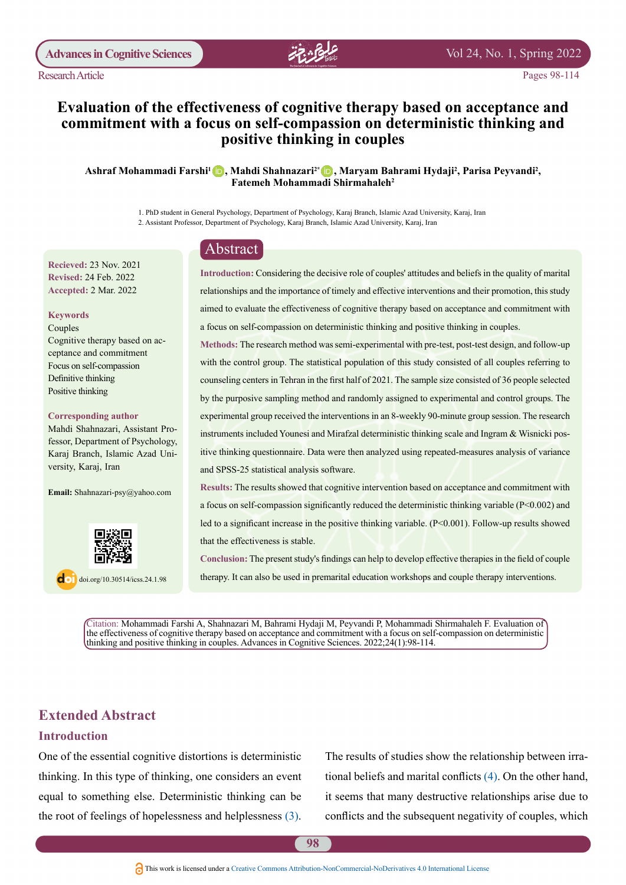Research Article

# Evaluation of the effectiveness of cognitive therapy based on acceptance and commitment with a focus on self-compassion on deterministic thinking and positive thinking in couples

**Ashraf Mohammadi Farshi[1], Mahdi Shahnazari[2*], Maryam Bahrami Hydaji[2], Parisa Peyvandi[2], Fatemeh Mohammadi Shirmahaleh[2]**

1. PhD student in General Psychology, Department of Psychology, Karaj Branch, Islamic Azad University, Karaj, Iran
2. Assistant Professor, Department of Psychology, Karaj Branch, Islamic Azad University, Karaj, Iran

**Recieved:** 23 Nov. 2021
**Revised:** 24 Feb. 2022
**Accepted:** 2 Mar. 2022

**Keywords**
Couples
Cognitive therapy based on acceptance and commitment
Focus on self-compassion
Definitive thinking
Positive thinking

**Corresponding author**
Mahdi Shahnazari, Assistant Professor, Department of Psychology, Karaj Branch, Islamic Azad University, Karaj, Iran

**Email:** Shahnazari-psy@yahoo.com

doi.org/10.30514/icss.24.1.98

## Abstract

**Introduction:** Considering the decisive role of couples' attitudes and beliefs in the quality of marital relationships and the importance of timely and effective interventions and their promotion, this study aimed to evaluate the effectiveness of cognitive therapy based on acceptance and commitment with a focus on self-compassion on deterministic thinking and positive thinking in couples.

**Methods:** The research method was semi-experimental with pre-test, post-test design, and follow-up with the control group. The statistical population of this study consisted of all couples referring to counseling centers in Tehran in the first half of 2021. The sample size consisted of 36 people selected by the purposive sampling method and randomly assigned to experimental and control groups. The experimental group received the interventions in an 8-weekly 90-minute group session. The research instruments included Younesi and Mirafzal deterministic thinking scale and Ingram & Wisnicki positive thinking questionnaire. Data were then analyzed using repeated-measures analysis of variance and SPSS-25 statistical analysis software.

**Results:** The results showed that cognitive intervention based on acceptance and commitment with a focus on self-compassion significantly reduced the deterministic thinking variable ($P<0.002$) and led to a significant increase in the positive thinking variable. ($P<0.001$). Follow-up results showed that the effectiveness is stable.

**Conclusion:** The present study's findings can help to develop effective therapies in the field of couple therapy. It can also be used in premarital education workshops and couple therapy interventions.

Citation: Mohammadi Farshi A, Shahnazari M, Bahrami Hydaji M, Peyvandi P, Mohammadi Shirmahaleh F. Evaluation of the effectiveness of cognitive therapy based on acceptance and commitment with a focus on self-compassion on deterministic thinking and positive thinking in couples. Advances in Cognitive Sciences. 2022;24(1):98-114.

## Extended Abstract

### Introduction

One of the essential cognitive distortions is deterministic thinking. In this type of thinking, one considers an event equal to something else. Deterministic thinking can be the root of feelings of hopelessness and helplessness (3). The results of studies show the relationship between irrational beliefs and marital conflicts (4). On the other hand, it seems that many destructive relationships arise due to conflicts and the subsequent negativity of couples, which

This work is licensed under a Creative Commons Attribution-NonCommercial-NoDerivatives 4.0 International License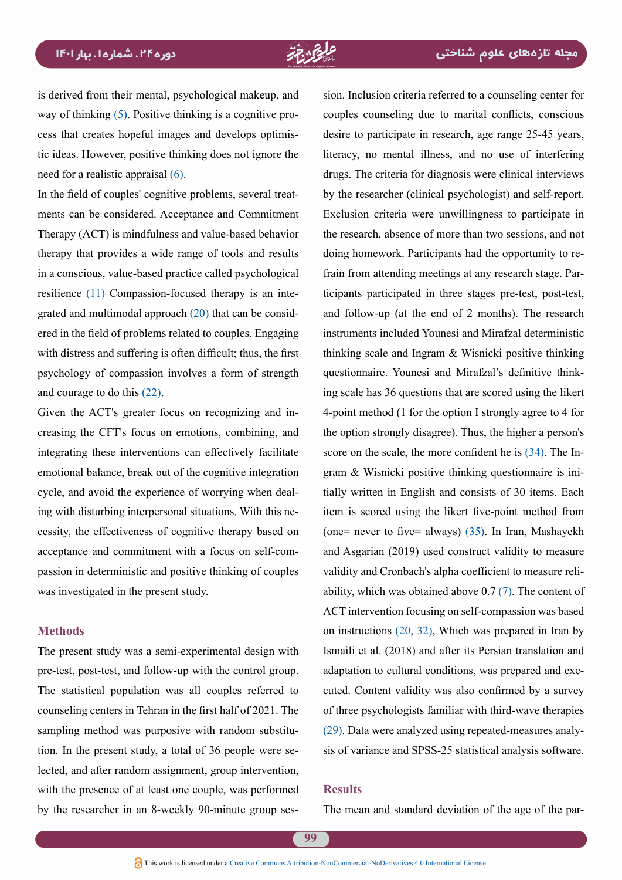is derived from their mental, psychological makeup, and way of thinking (5). Positive thinking is a cognitive process that creates hopeful images and develops optimistic ideas. However, positive thinking does not ignore the need for a realistic appraisal (6).

In the field of couples' cognitive problems, several treatments can be considered. Acceptance and Commitment Therapy (ACT) is mindfulness and value-based behavior therapy that provides a wide range of tools and results in a conscious, value-based practice called psychological resilience (11) Compassion-focused therapy is an integrated and multimodal approach (20) that can be considered in the field of problems related to couples. Engaging with distress and suffering is often difficult; thus, the first psychology of compassion involves a form of strength and courage to do this (22).

Given the ACT's greater focus on recognizing and increasing the CFT's focus on emotions, combining, and integrating these interventions can effectively facilitate emotional balance, break out of the cognitive integration cycle, and avoid the experience of worrying when dealing with disturbing interpersonal situations. With this necessity, the effectiveness of cognitive therapy based on acceptance and commitment with a focus on self-compassion in deterministic and positive thinking of couples was investigated in the present study.

## Methods

The present study was a semi-experimental design with pre-test, post-test, and follow-up with the control group. The statistical population was all couples referred to counseling centers in Tehran in the first half of 2021. The sampling method was purposive with random substitution. In the present study, a total of 36 people were selected, and after random assignment, group intervention, with the presence of at least one couple, was performed by the researcher in an 8-weekly 90-minute group session. Inclusion criteria referred to a counseling center for couples counseling due to marital conflicts, conscious desire to participate in research, age range 25-45 years, literacy, no mental illness, and no use of interfering drugs. The criteria for diagnosis were clinical interviews by the researcher (clinical psychologist) and self-report. Exclusion criteria were unwillingness to participate in the research, absence of more than two sessions, and not doing homework. Participants had the opportunity to refrain from attending meetings at any research stage. Participants participated in three stages pre-test, post-test, and follow-up (at the end of 2 months). The research instruments included Younesi and Mirafzal deterministic thinking scale and Ingram & Wisnicki positive thinking questionnaire. Younesi and Mirafzal's definitive thinking scale has 36 questions that are scored using the likert 4-point method (1 for the option I strongly agree to 4 for the option strongly disagree). Thus, the higher a person's score on the scale, the more confident he is (34). The Ingram & Wisnicki positive thinking questionnaire is initially written in English and consists of 30 items. Each item is scored using the likert five-point method from (one= never to five= always) (35). In Iran, Mashayekh and Asgarian (2019) used construct validity to measure validity and Cronbach's alpha coefficient to measure reliability, which was obtained above 0.7 (7). The content of ACT intervention focusing on self-compassion was based on instructions (20, 32), Which was prepared in Iran by Ismaili et al. (2018) and after its Persian translation and adaptation to cultural conditions, was prepared and executed. Content validity was also confirmed by a survey of three psychologists familiar with third-wave therapies (29). Data were analyzed using repeated-measures analysis of variance and SPSS-25 statistical analysis software.

## Results

The mean and standard deviation of the age of the par-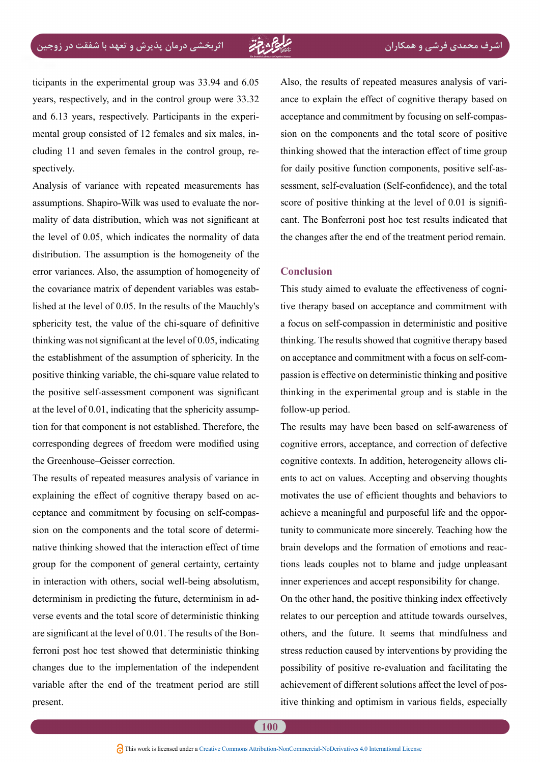ticipants in the experimental group was 33.94 and 6.05 years, respectively, and in the control group were 33.32 and 6.13 years, respectively. Participants in the experimental group consisted of 12 females and six males, including 11 and seven females in the control group, respectively.

Analysis of variance with repeated measurements has assumptions. Shapiro-Wilk was used to evaluate the normality of data distribution, which was not significant at the level of 0.05, which indicates the normality of data distribution. The assumption is the homogeneity of the error variances. Also, the assumption of homogeneity of the covariance matrix of dependent variables was established at the level of 0.05. In the results of the Mauchly's sphericity test, the value of the chi-square of definitive thinking was not significant at the level of 0.05, indicating the establishment of the assumption of sphericity. In the positive thinking variable, the chi-square value related to the positive self-assessment component was significant at the level of 0.01, indicating that the sphericity assumption for that component is not established. Therefore, the corresponding degrees of freedom were modified using the Greenhouse–Geisser correction.

The results of repeated measures analysis of variance in explaining the effect of cognitive therapy based on acceptance and commitment by focusing on self-compassion on the components and the total score of deterministic thinking showed that the interaction effect of time group for the component of general certainty, certainty in interaction with others, social well-being absolutism, determinism in predicting the future, determinism in adverse events and the total score of deterministic thinking are significant at the level of 0.01. The results of the Bonferroni post hoc test showed that deterministic thinking changes due to the implementation of the independent variable after the end of the treatment period are still present.

Also, the results of repeated measures analysis of variance to explain the effect of cognitive therapy based on acceptance and commitment by focusing on self-compassion on the components and the total score of positive thinking showed that the interaction effect of time group for daily positive function components, positive self-assessment, self-evaluation (Self-confidence), and the total score of positive thinking at the level of 0.01 is significant. The Bonferroni post hoc test results indicated that the changes after the end of the treatment period remain.

## Conclusion

This study aimed to evaluate the effectiveness of cognitive therapy based on acceptance and commitment with a focus on self-compassion in deterministic and positive thinking. The results showed that cognitive therapy based on acceptance and commitment with a focus on self-compassion is effective on deterministic thinking and positive thinking in the experimental group and is stable in the follow-up period.

The results may have been based on self-awareness of cognitive errors, acceptance, and correction of defective cognitive contexts. In addition, heterogeneity allows clients to act on values. Accepting and observing thoughts motivates the use of efficient thoughts and behaviors to achieve a meaningful and purposeful life and the opportunity to communicate more sincerely. Teaching how the brain develops and the formation of emotions and reactions leads couples not to blame and judge unpleasant inner experiences and accept responsibility for change.

On the other hand, the positive thinking index effectively relates to our perception and attitude towards ourselves, others, and the future. It seems that mindfulness and stress reduction caused by interventions by providing the possibility of positive re-evaluation and facilitating the achievement of different solutions affect the level of positive thinking and optimism in various fields, especially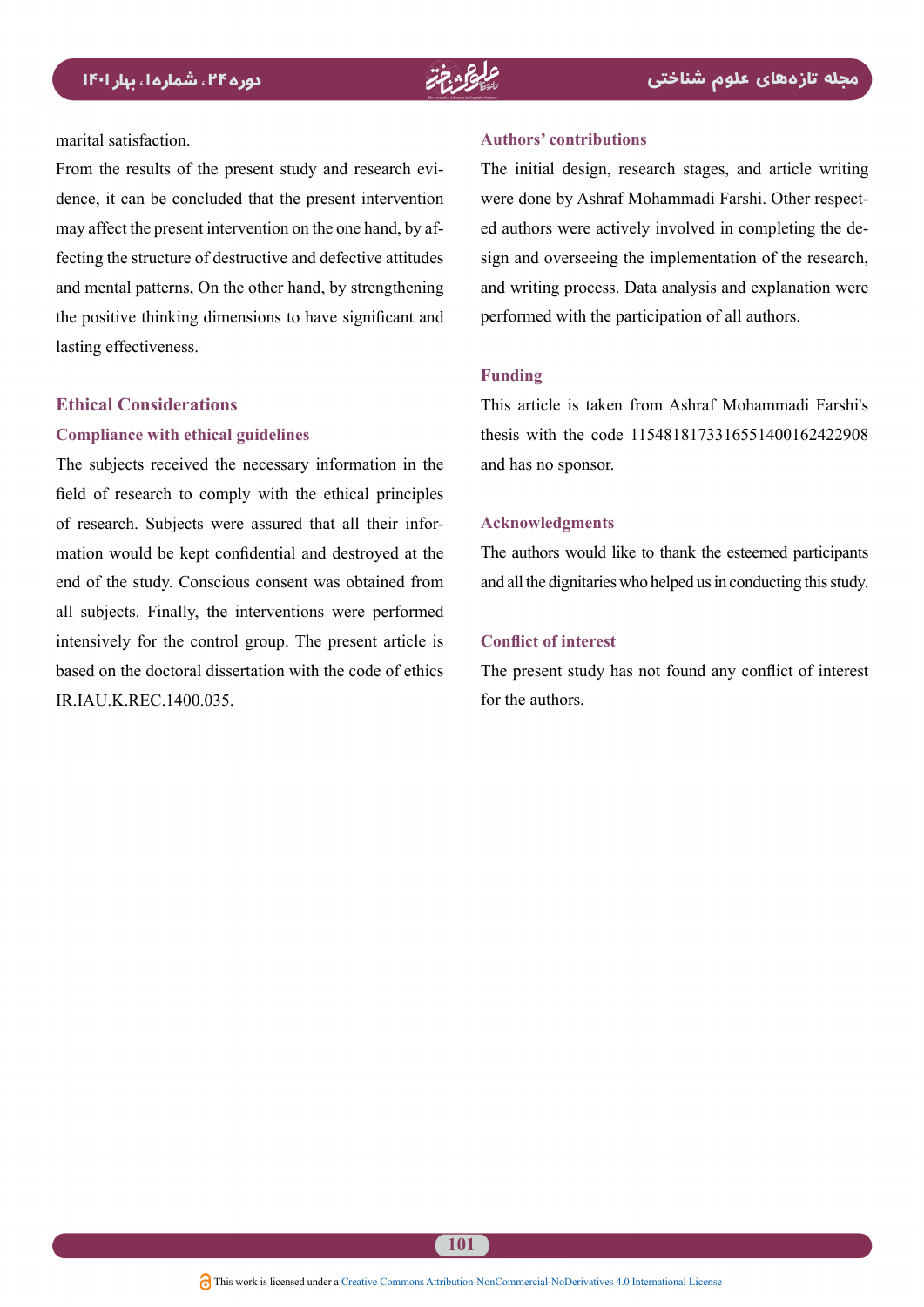marital satisfaction.

From the results of the present study and research evidence, it can be concluded that the present intervention may affect the present intervention on the one hand, by affecting the structure of destructive and defective attitudes and mental patterns, On the other hand, by strengthening the positive thinking dimensions to have significant and lasting effectiveness.

## Ethical Considerations

### Compliance with ethical guidelines

The subjects received the necessary information in the field of research to comply with the ethical principles of research. Subjects were assured that all their information would be kept confidential and destroyed at the end of the study. Conscious consent was obtained from all subjects. Finally, the interventions were performed intensively for the control group. The present article is based on the doctoral dissertation with the code of ethics IR.IAU.K.REC.1400.035.

### Authors' contributions

The initial design, research stages, and article writing were done by Ashraf Mohammadi Farshi. Other respected authors were actively involved in completing the design and overseeing the implementation of the research, and writing process. Data analysis and explanation were performed with the participation of all authors.

### Funding

This article is taken from Ashraf Mohammadi Farshi's thesis with the code 115481817331655140016242​2908 and has no sponsor.

### Acknowledgments

The authors would like to thank the esteemed participants and all the dignitaries who helped us in conducting this study.

### Conflict of interest

The present study has not found any conflict of interest for the authors.

This work is licensed under a Creative Commons Attribution-NonCommercial-NoDerivatives 4.0 International License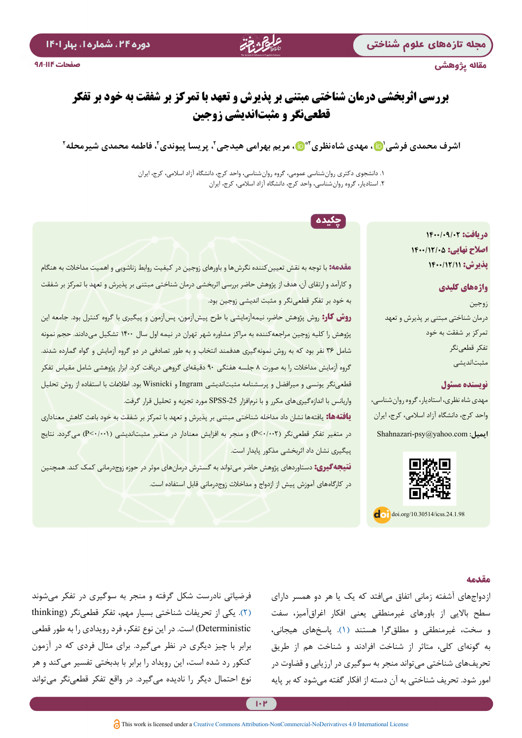مقاله پژوهشی

# بررسی اثربخشی درمان شناختی مبتنی بر پذیرش و تعهد با تمرکز بر شفقت به خود بر تفکر قطعی‌نگر و مثبت‌اندیشی زوجین

اشرف محمدی فرشی[۱]، مهدی شاه‌نظری[۲*]، مریم بهرامی هیدجی[۲]، پریسا پیوندی[۲]، فاطمه محمدی شیرمحله[۲]

۱. دانشجوی دکتری روان‌شناسی عمومی، گروه روان‌شناسی، واحد کرج، دانشگاه آزاد اسلامی، کرج، ایران

۲. استادیار، گروه روان‌شناسی، واحد کرج، دانشگاه آزاد اسلامی، کرج، ایران

**دریافت:** ۱۴۰۰/۰۹/۰۲

**اصلاح نهایی:** ۱۴۰۰/۱۲/۰۵

**پذیرش:** ۱۴۰۰/۱۲/۱۱

**واژه‌های کلیدی**

زوجین

درمان شناختی مبتنی بر پذیرش و تعهد

تمرکز بر شفقت به خود

تفکر قطعی‌نگر

مثبت‌اندیشی

**نویسنده مسئول**

مهدی شاه نظری، استادیار، گروه روان‌شناسی، واحد کرج، دانشگاه آزاد اسلامی، کرج، ایران

**ایمیل:** Shahnazari-psy@yahoo.com

doi.org/10.30514/icss.24.1.98

## چکیده

**مقدمه:** با توجه به نقش تعیین‌کننده نگرش‌ها و باورهای زوجین در کیفیت روابط زناشویی و اهمیت مداخلات به هنگام و کارآمد و ارتقای آن، هدف از پژوهش حاضر بررسی اثربخشی درمان شناختی مبتنی بر پذیرش و تعهد با تمرکز بر شفقت به خود بر تفکر قطعی‌نگر و مثبت اندیشی زوجین بود.

**روش کار:** روش پژوهش حاضر، نیمه‌آزمایشی با طرح پیش‌آزمون، پس‌آزمون و پیگیری با گروه کنترل بود. جامعه این پژوهش را کلیه زوجین مراجعه‌کننده به مراکز مشاوره شهر تهران در نیمه اول سال ۱۴۰۰ تشکیل می‌دادند. حجم نمونه شامل ۳۶ نفر بود که به روش نمونه‌گیری هدفمند انتخاب و به طور تصادفی در دو گروه آزمایش و گواه گمارده شدند. گروه آزمایش مداخلات را به صورت ۸ جلسه هفتگی ۹۰ دقیقه‌ای گروهی دریافت کرد. ابزار پژوهشی شامل مقیاس تفکر قطعی‌نگر یونسی و میرافضل و پرسشنامه مثبت‌اندیشی Ingram و Wisnicki بود. اطلاعات با استفاده از روش تحلیل واریانس با اندازه‌گیری‌های مکرر و با نرم‌افزار SPSS-25 مورد تجزیه و تحلیل قرار گرفت.

**یافته‌ها:** یافته‌ها نشان داد مداخله شناختی مبتنی بر پذیرش و تعهد با تمرکز بر شفقت به خود باعث کاهش معناداری در متغیر تفکر قطعی‌نگر ($P<0/002$) و منجر به افزایش معنادار در متغیر مثبت‌اندیشی ($P<0/001$) می‌گردد. نتایج پیگیری نشان داد اثربخشی مذکور پایدار است.

**نتیجه‌گیری:** دستاوردهای پژوهش حاضر می‌تواند به گسترش درمان‌های موثر در حوزه زوج‌درمانی کمک کند. همچنین در کارگاه‌های آموزش پیش از ازدواج و مداخلات زوج‌درمانی قابل استفاده است.

## مقدمه

ازدواج‌های آشفته زمانی اتفاق می‌افتد که یک یا هر دو همسر دارای سطح بالایی از باورهای غیرمنطقی یعنی افکار اغراق‌آمیز، سفت و سخت، غیرمنطقی و مطلق‌گرا هستند (۱). پاسخ‌های هیجانی، به گونه‌ای کلی، متاثر از شناخت افرادند و شناخت هم از طریق تحریف‌های شناختی می‌تواند منجر به سوگیری در ارزیابی و قضاوت در امور شود. تحریف شناختی به آن دسته از افکار گفته می‌شود که بر پایه فرضیاتی نادرست شکل گرفته و منجر به سوگیری در تفکر می‌شوند (۲). یکی از تحریفات شناختی بسیار مهم، تفکر قطعی‌نگر (Deterministic thinking) است. در این نوع تفکر، فرد رویدادی را به طور قطعی برابر با چیز دیگری در نظر می‌گیرد. برای مثال فردی که در آزمون کنکور رد شده است، این رویداد را برابر با بدبختی تفسیر می‌کند و هر نوع احتمال دیگر را نادیده می‌گیرد. در واقع تفکر قطعی‌نگر می‌تواند

This work is licensed under a Creative Commons Attribution-NonCommercial-NoDerivatives 4.0 International License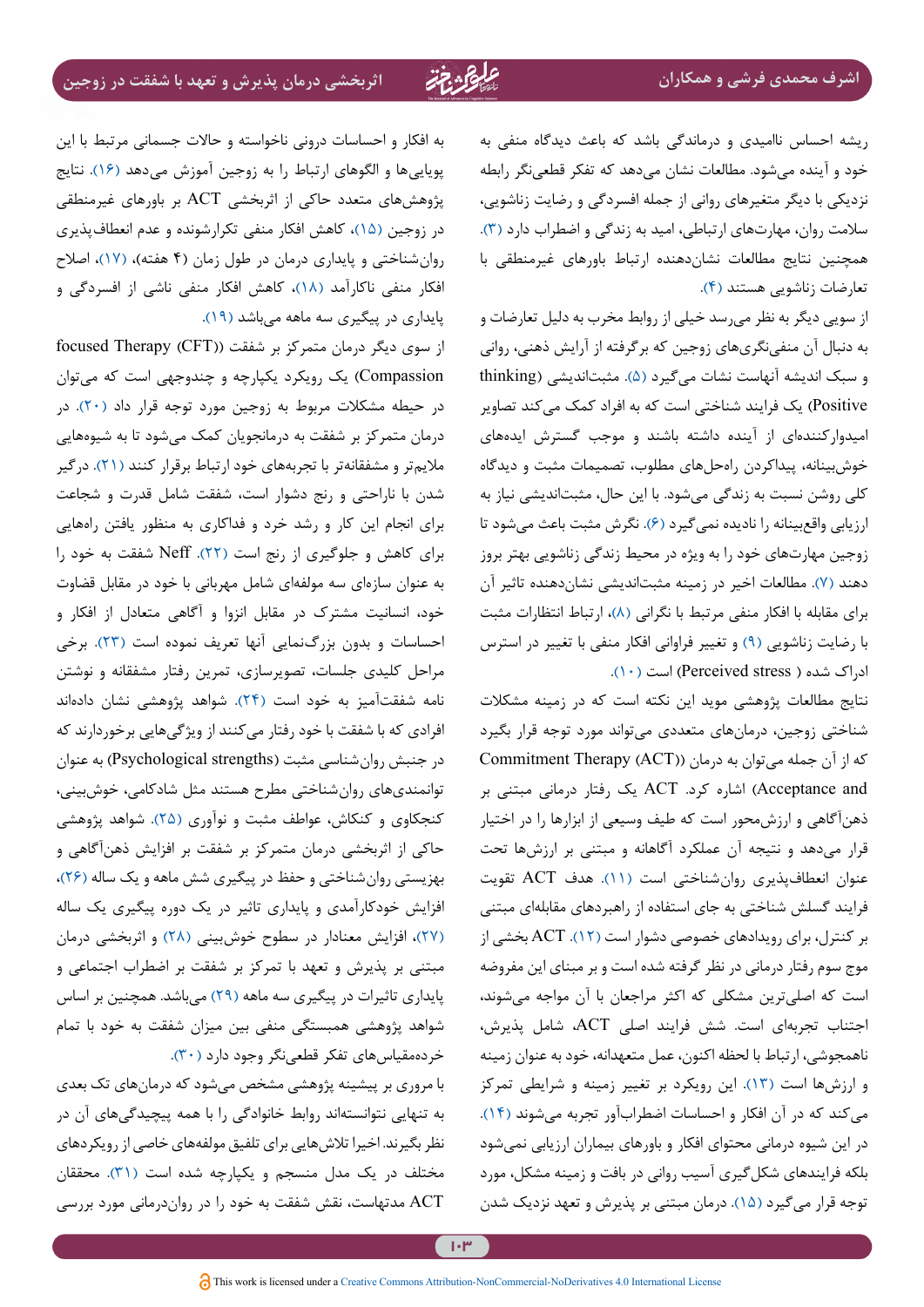ریشه احساس ناامیدی و درماندگی باشد که باعث دیدگاه منفی به خود و آینده می‌شود. مطالعات نشان می‌دهد که تفکر قطعی‌نگر رابطه نزدیکی با دیگر متغیرهای روانی از جمله افسردگی و رضایت زناشویی، سلامت روان، مهارت‌های ارتباطی، امید به زندگی و اضطراب دارد (۳). همچنین نتایج مطالعات نشان‌دهنده ارتباط باورهای غیرمنطقی با تعارضات زناشویی هستند (۴).

از سوی دیگر به نظر می‌رسد خیلی از روابط مخرب به دلیل تعارضات و به دنبال آن منفی‌نگری‌های زوجین که برگرفته از آرایش ذهنی، روانی و سبک اندیشه آنهاست نشات می‌گیرد (۵). مثبت‌اندیشی (Positive thinking) یک فرایند شناختی است که به افراد کمک می‌کند تصاویر امیدوارکننده‌ای از آینده داشته باشند و موجب گسترش ایده‌های خوش‌بینانه، پیداکردن راه‌حل‌های مطلوب، تصمیمات مثبت و دیدگاه کلی روشن نسبت به زندگی می‌شود. با این حال، مثبت‌اندیشی نیاز به ارزیابی واقع‌بینانه را نادیده نمی‌گیرد (۶). نگرش مثبت باعث می‌شود تا زوجین مهارت‌های خود را به ویژه در محیط زندگی زناشویی بهتر بروز دهند (۷). مطالعات اخیر در زمینه مثبت‌اندیشی نشان‌دهنده تاثیر آن برای مقابله با افکار منفی مرتبط با نگرانی (۸)، ارتباط انتظارات مثبت با رضایت زناشویی (۹) و تغییر فراوانی افکار منفی با تغییر در استرس ادراک شده (Perceived stress) است (۱۰).

نتایج مطالعات پژوهشی موید این نکته است که در زمینه مشکلات شناختی زوجین، درمان‌های متعددی می‌تواند مورد توجه قرار بگیرد که از آن جمله می‌توان به درمان (Acceptance and Commitment Therapy (ACT)) اشاره کرد. ACT یک رفتار درمانی مبتنی بر ذهن‌آگاهی و ارزش‌محور است که طیف وسیعی از ابزارها را در اختیار قرار می‌دهد و نتیجه آن عملکرد آگاهانه و مبتنی بر ارزش‌ها تحت عنوان انعطاف‌پذیری روان‌شناختی است (۱۱). هدف ACT تقویت فرایند گسلش شناختی به جای استفاده از راهبردهای مقابله‌ای مبتنی بر کنترل، برای رویدادهای خصوصی دشوار است (۱۲). ACT بخشی از موج سوم رفتار درمانی در نظر گرفته شده است و بر مبنای این مفروضه است که اصلی‌ترین مشکلی که اکثر مراجعان با آن مواجه می‌شوند، اجتناب تجربه‌ای است. شش فرایند اصلی ACT، شامل پذیرش، ناهمجوشی، ارتباط با لحظه اکنون، عمل متعهدانه، خود به عنوان زمینه و ارزش‌ها است (۱۳). این رویکرد بر تغییر زمینه و شرایطی تمرکز می‌کند که در آن افکار و احساسات اضطراب‌آور تجربه می‌شوند (۱۴). در این شیوه درمانی محتوای افکار و باورهای بیماران ارزیابی نمی‌شود بلکه فرایندهای شکل‌گیری آسیب روانی در بافت و زمینه مشکل، مورد توجه قرار می‌گیرد (۱۵). درمان مبتنی بر پذیرش و تعهد نزدیک شدن به افکار و احساسات درونی ناخواسته و حالات جسمانی مرتبط با این پویایی‌ها و الگوهای ارتباط را به زوجین آموزش می‌دهد (۱۶). نتایج پژوهش‌های متعدد حاکی از اثربخشی ACT بر باورهای غیرمنطقی در زوجین (۱۵)، کاهش افکار منفی تکرارشونده و عدم انعطاف‌پذیری روان‌شناختی و پایداری درمان در طول زمان (۴ هفته)، (۱۷)، اصلاح افکار منفی ناکارآمد (۱۸)، کاهش افکار منفی ناشی از افسردگی و پایداری در پیگیری سه ماهه می‌باشد (۱۹).

از سوی دیگر درمان متمرکز بر شفقت (Compassion focused Therapy (CFT)) یک رویکرد یکپارچه و چندوجهی است که می‌توان در حیطه مشکلات مربوط به زوجین مورد توجه قرار داد (۲۰). در درمان متمرکز بر شفقت به درمانجویان کمک می‌شود تا به شیوه‌هایی ملایم‌تر و مشفقانه‌تر با تجربه‌های خود ارتباط برقرار کنند (۲۱). درگیر شدن با ناراحتی و رنج دشوار است، شفقت شامل قدرت و شجاعت برای انجام این کار و رشد خرد و فداکاری به منظور یافتن راه‌هایی برای کاهش و جلوگیری از رنج است (۲۲). Neff شفقت به خود را به عنوان سازه‌ای سه مولفه‌ای شامل مهربانی با خود در مقابل قضاوت خود، انسانیت مشترک در مقابل انزوا و آگاهی متعادل از افکار و احساسات و بدون بزرگ‌نمایی آنها تعریف نموده است (۲۳). برخی مراحل کلیدی جلسات، تصویرسازی، تمرین رفتار مشفقانه و نوشتن نامه شفقت‌آمیز به خود است (۲۴). شواهد پژوهشی نشان داده‌اند افرادی که با شفقت با خود رفتار می‌کنند از ویژگی‌هایی برخوردارند که در جنبش روان‌شناسی مثبت (Psychological strengths) به عنوان توانمندی‌های روان‌شناختی مطرح هستند مثل شادکامی، خوش‌بینی، کنجکاوی و کنکاش، عواطف مثبت و نوآوری (۲۵). شواهد پژوهشی حاکی از اثربخشی درمان متمرکز بر شفقت بر افزایش ذهن‌آگاهی و بهزیستی روان‌شناختی و حفظ در پیگیری شش ماهه و یک ساله (۲۶)، افزایش خودکارآمدی و پایداری تاثیر در یک دوره پیگیری یک ساله (۲۷)، افزایش معنادار در سطوح خوش‌بینی (۲۸) و اثربخشی درمان مبتنی بر پذیرش و تعهد با تمرکز بر شفقت بر اضطراب اجتماعی و پایداری تاثیرات در پیگیری سه ماهه (۲۹) می‌باشد. همچنین بر اساس شواهد پژوهشی همبستگی منفی بین میزان شفقت به خود با تمام خرده‌مقیاس‌های تفکر قطعی‌نگر وجود دارد (۳۰).

با مروری بر پیشینه پژوهشی مشخص می‌شود که درمان‌های تک بعدی به تنهایی نتوانسته‌اند روابط خانوادگی را با همه پیچیدگی‌های آن در نظر بگیرند. اخیرا تلاش‌هایی برای تلفیق مولفه‌های خاصی از رویکردهای مختلف در یک مدل منسجم و یکپارچه شده است (۳۱). محققان ACT مدتهاست، نقش شفقت به خود را در روان‌درمانی مورد بررسی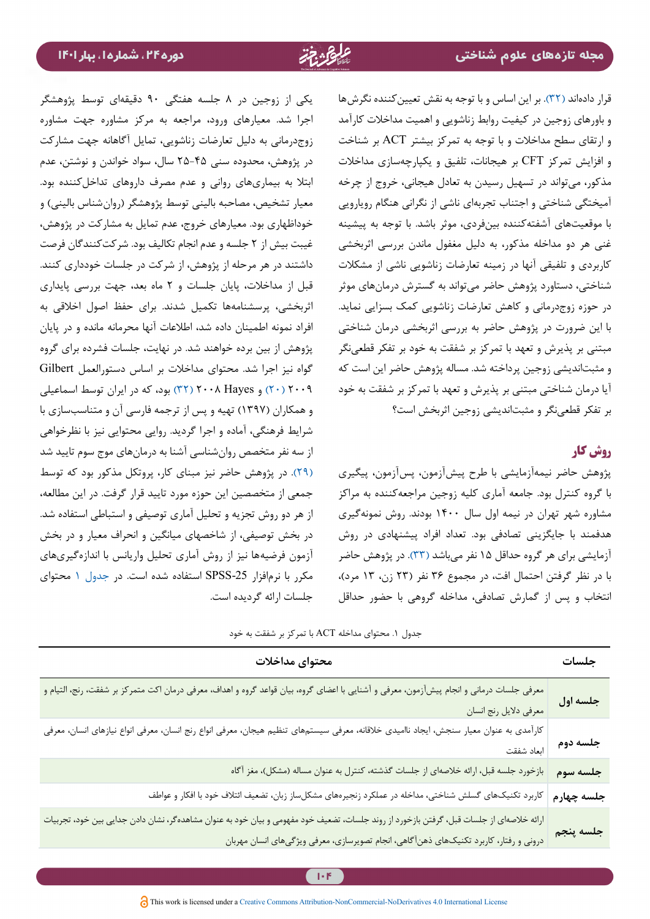قرار دادهاند (۳۲). بر این اساس و با توجه به نقش تعیین‌کننده نگرش‌ها و باورهای زوجین در کیفیت روابط زناشویی و اهمیت مداخلات کارآمد و ارتقای سطح مداخلات و با توجه به تمرکز بیشتر ACT بر شناخت و افزایش تمرکز CFT بر هیجانات، تلفیق و یکپارچه‌سازی مداخلات مذکور، می‌تواند در تسهیل رسیدن به تعادل هیجانی، خروج از چرخه آمیختگی شناختی و اجتناب تجربه‌ای ناشی از نگرانی هنگام رویارویی با موقعیت‌های آشفته‌کننده بین‌فردی، موثر باشد. با توجه به پیشینه غنی هر دو مداخله مذکور، به دلیل مغفول ماندن بررسی اثربخشی کاربردی و تلفیقی آنها در زمینه تعارضات زناشویی ناشی از مشکلات شناختی، دستاورد پژوهش حاضر می‌تواند به گسترش درمان‌های موثر در حوزه زوج‌درمانی و کاهش تعارضات زناشویی کمک بسزایی نماید. با این ضرورت در پژوهش حاضر به بررسی اثربخشی درمان شناختی مبتنی بر پذیرش و تعهد با تمرکز بر شفقت به خود بر تفکر قطعی‌نگر و مثبت‌اندیشی زوجین پرداخته شد. مساله پژوهش حاضر این است که آیا درمان شناختی مبتنی بر پذیرش و تعهد با تمرکز بر شفقت به خود بر تفکر قطعی‌نگر و مثبت‌اندیشی زوجین اثربخش است؟

## روش کار

پژوهش حاضر نیمه‌آزمایشی با طرح پیش‌آزمون، پس‌آزمون، پیگیری با گروه کنترل بود. جامعه آماری کلیه زوجین مراجعه‌کننده به مراکز مشاوره شهر تهران در نیمه اول سال ۱۴۰۰ بودند. روش نمونه‌گیری هدفمند با جایگزینی تصادفی بود. تعداد افراد پیشنهادی در روش آزمایشی برای هر گروه حداقل ۱۵ نفر می‌باشد (۳۳). در پژوهش حاضر با در نظر گرفتن احتمال افت، در مجموع ۳۶ نفر (۲۳ زن، ۱۳ مرد)، انتخاب و پس از گمارش تصادفی، مداخله گروهی با حضور حداقل یکی از زوجین در ۸ جلسه هفتگی ۹۰ دقیقه‌ای توسط پژوهشگر اجرا شد. معیارهای ورود، مراجعه به مرکز مشاوره جهت مشاوره زوج‌درمانی به دلیل تعارضات زناشویی، تمایل آگاهانه جهت مشارکت در پژوهش، محدوده سنی ۴۵-۲۵ سال، سواد خواندن و نوشتن، عدم ابتلا به بیماری‌های روانی و عدم مصرف داروهای تداخل‌کننده بود. معیار تشخیص، مصاحبه بالینی توسط پژوهشگر (روان‌شناس بالینی) و خوداظهاری بود. معیارهای خروج، عدم تمایل به مشارکت در پژوهش، غیبت بیش از ۲ جلسه و عدم انجام تکالیف بود. شرکت‌کنندگان فرصت داشتند در هر مرحله از پژوهش، از شرکت در جلسات خودداری کنند. قبل از مداخلات، پایان جلسات و ۲ ماه بعد، جهت بررسی پایداری اثربخشی، پرسشنامه‌ها تکمیل شدند. برای حفظ اصول اخلاقی به افراد نمونه اطمینان داده شد، اطلاعات آنها محرمانه مانده و در پایان پژوهش از بین برده خواهند شد. در نهایت، جلسات فشرده برای گروه گواه نیز اجرا شد. محتوای مداخلات بر اساس دستورالعمل Gilbert ۲۰۰۹ (۲۰) و Hayes ۲۰۰۸ (۳۲) بود، که در ایران توسط اسماعیلی و همکاران (۱۳۹۷) تهیه و پس از ترجمه فارسی آن و متناسب‌سازی با شرایط فرهنگی، آماده و اجرا گردید. روایی محتوایی نیز با نظرخواهی از سه نفر متخصص روان‌شناسی آشنا به درمان‌های موج سوم تایید شد (۲۹). در پژوهش حاضر نیز مبنای کار، پروتکل مذکور بود که توسط جمعی از متخصصین این حوزه مورد تایید قرار گرفت. در این مطالعه، از هر دو روش تجزیه و تحلیل آماری توصیفی و استنباطی استفاده شد. در بخش توصیفی، از شاخص‌های میانگین و انحراف معیار و در بخش آزمون فرضیه‌ها نیز از روش آماری تحلیل واریانس با اندازه‌گیری‌های مکرر با نرم‌افزار SPSS-25 استفاده شده است. در جدول ۱ محتوای جلسات ارائه گردیده است.

جدول ۱. محتوای مداخله ACT با تمرکز بر شفقت به خود

| جلسات | محتوای مداخلات |
|---|---|
| جلسه اول | معرفی جلسات درمانی و انجام پیش‌آزمون، معرفی و آشنایی با اعضای گروه، بیان قواعد گروه و اهداف، معرفی درمان اکت متمرکز بر شفقت، رنج، التیام و معرفی دلایل رنج انسان |
| جلسه دوم | کارآمدی به عنوان معیار سنجش، ایجاد ناامیدی خلاقانه، معرفی سیستم‌های تنظیم هیجان، معرفی انواع رنج انسان، معرفی انواع نیازهای انسان، معرفی ابعاد شفقت |
| جلسه سوم | بازخورد جلسه قبل، ارائه خلاصه‌ای از جلسات گذشته، کنترل به عنوان مساله (مشکل)، مغز آگاه |
| جلسه چهارم | کاربرد تکنیک‌های گسلش شناختی، مداخله در عملکرد زنجیره‌های مشکل‌ساز زبان، تضعیف ائتلاف خود با افکار و عواطف |
| جلسه پنجم | ارائه خلاصه‌ای از جلسات قبل، گرفتن بازخورد از روند جلسات، تضعیف خود مفهومی و بیان خود به عنوان مشاهده‌گر، نشان دادن جدایی بین خود، تجربیات درونی و رفتار، کاربرد تکنیک‌های ذهن‌آگاهی، انجام تصویرسازی، معرفی ویژگی‌های انسان مهربان |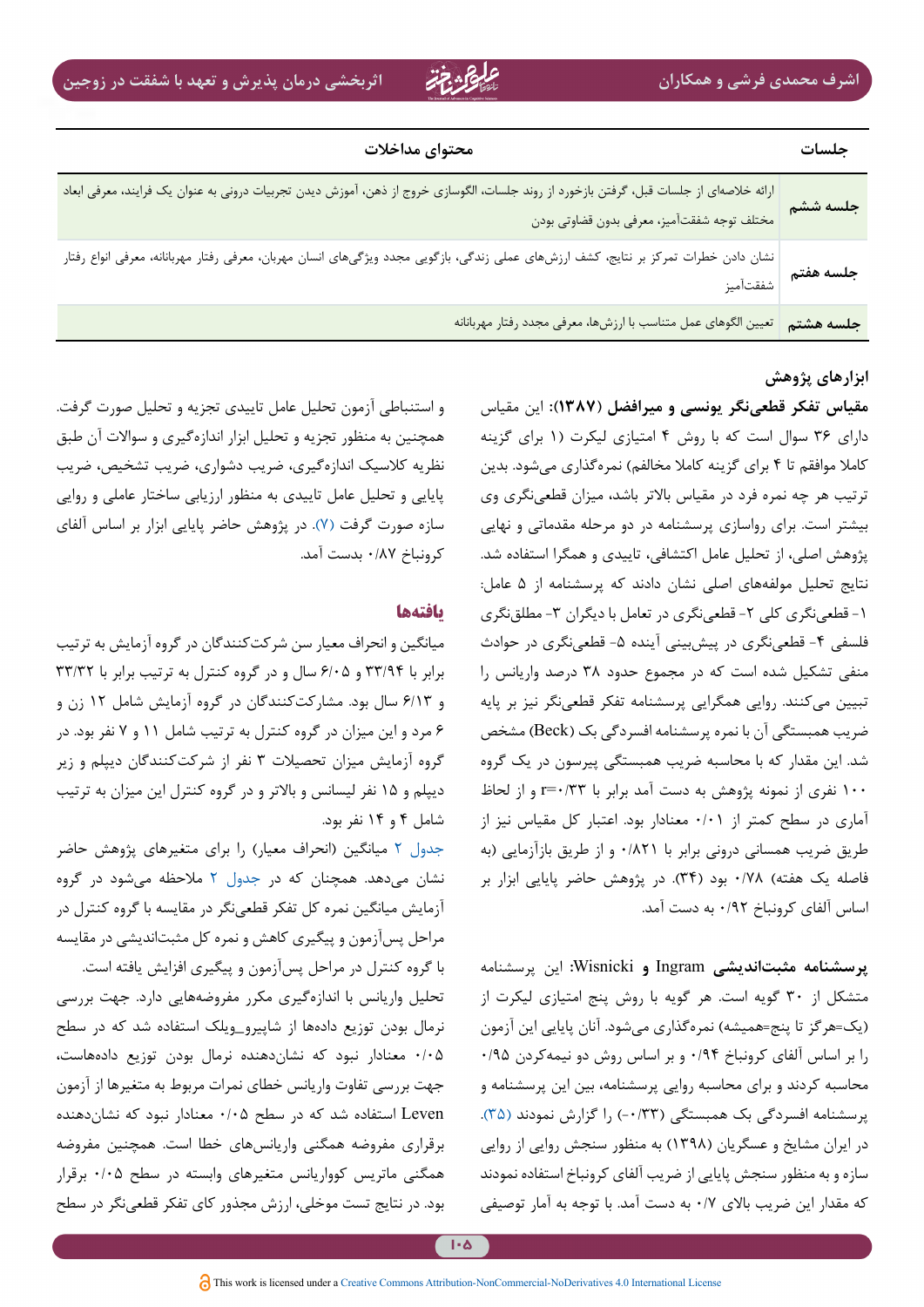| جلسات | محتوای مداخلات |
|---|---|
| **جلسه ششم** | ارائه خلاصه‌ای از جلسات قبل، گرفتن بازخورد از روند جلسات، الگوسازی خروج از ذهن، آموزش دیدن تجربیات درونی به عنوان یک فرایند، معرفی ابعاد مختلف توجه شفقت‌آمیز، معرفی بدون قضاوتی بودن |
| **جلسه هفتم** | نشان دادن خطرات تمرکز بر نتایج، کشف ارزش‌های عملی زندگی، بازگویی مجدد ویژگی‌های انسان مهربان، معرفی رفتار مهربانانه، معرفی انواع رفتار شفقت‌آمیز |
| **جلسه هشتم** | تعیین الگوهای عمل متناسب با ارزش‌ها، معرفی مجدد رفتار مهربانانه |

### ابزارهای پژوهش

**مقیاس تفکر قطعی‌نگر یونسی و میرافضل (۱۳۸۷):** این مقیاس دارای ۳۶ سوال است که با روش ۴ امتیازی لیکرت (۱ برای گزینه کاملا موافقم تا ۴ برای گزینه کاملا مخالفم) نمره‌گذاری می‌شود. بدین ترتیب هر چه نمره فرد در مقیاس بالاتر باشد، میزان قطعی‌نگری وی بیشتر است. برای رواسازی پرسشنامه در دو مرحله مقدماتی و نهایی پژوهش اصلی، از تحلیل عامل اکتشافی، تاییدی و همگرا استفاده شد. نتایج تحلیل مولفه‌های اصلی نشان دادند که پرسشنامه از ۵ عامل: ۱- قطعی‌نگری کلی ۲- قطعی‌نگری در تعامل با دیگران ۳- مطلق‌نگری فلسفی ۴- قطعی‌نگری در پیش‌بینی آینده ۵- قطعی‌نگری در حوادث منفی تشکیل شده است که در مجموع حدود ۳۸ درصد واریانس را تبیین می‌کنند. روایی همگرایی پرسشنامه تفکر قطعی‌نگر نیز بر پایه ضریب همبستگی آن با نمره پرسشنامه افسردگی بک (Beck) مشخص شد. این مقدار که با محاسبه ضریب همبستگی پیرسون در یک گروه ۱۰۰ نفری از نمونه پژوهش به دست آمد برابر با r=۰/۳۳ و از لحاظ آماری در سطح کمتر از ۰/۰۱ معنادار بود. اعتبار کل مقیاس نیز از طریق ضریب همسانی درونی برابر با ۰/۸۲۱ و از طریق بازآزمایی (به فاصله یک هفته) ۰/۷۸ بود (۳۴). در پژوهش حاضر پایایی ابزار بر اساس آلفای کرونباخ ۰/۹۲ به دست آمد.

**پرسشنامه مثبت‌اندیشی Ingram و Wisnicki:** این پرسشنامه متشکل از ۳۰ گویه است. هر گویه با روش پنج امتیازی لیکرت از (یک=هرگز تا پنج=همیشه) نمره‌گذاری می‌شود. آنان پایایی این آزمون را بر اساس آلفای کرونباخ ۰/۹۴ و بر اساس روش دو نیمه‌کردن ۰/۹۵ محاسبه کردند و برای محاسبه روایی پرسشنامه، بین این پرسشنامه و پرسشنامه افسردگی بک همبستگی (۰/۳۳-) را گزارش نمودند (۳۵). در ایران مشایخ و عسگریان (۱۳۹۸) به منظور سنجش روایی از روایی سازه و به منظور سنجش پایایی از ضریب آلفای کرونباخ استفاده نمودند که مقدار این ضریب بالای ۰/۷ به دست آمد. با توجه به آمار توصیفی و استنباطی آزمون تحلیل عامل تاییدی تجزیه و تحلیل صورت گرفت. همچنین به منظور تجزیه و تحلیل ابزار اندازه‌گیری و سوالات آن طبق نظریه کلاسیک اندازه‌گیری، ضریب دشواری، ضریب تشخیص، ضریب پایایی و تحلیل عامل تاییدی به منظور ارزیابی ساختار عاملی و روایی سازه صورت گرفت (۷). در پژوهش حاضر پایایی ابزار بر اساس آلفای کرونباخ ۰/۸۷ بدست آمد.

## یافته‌ها

میانگین و انحراف معیار سن شرکت‌کنندگان در گروه آزمایش به ترتیب برابر با ۳۳/۹۴ و ۶/۰۵ سال و در گروه کنترل به ترتیب برابر با ۳۳/۳۲ و ۶/۱۳ سال بود. مشارکت‌کنندگان در گروه آزمایش شامل ۱۲ زن و ۶ مرد و این میزان در گروه کنترل به ترتیب شامل ۱۱ و ۷ نفر بود. در گروه آزمایش میزان تحصیلات ۳ نفر از شرکت‌کنندگان دیپلم و زیر دیپلم و ۱۵ نفر لیسانس و بالاتر و در گروه کنترل این میزان به ترتیب شامل ۴ و ۱۴ نفر بود.

جدول ۲ میانگین (انحراف معیار) را برای متغیرهای پژوهش حاضر نشان می‌دهد. همچنان که در جدول ۲ ملاحظه می‌شود در گروه آزمایش میانگین نمره کل تفکر قطعی‌نگر در مقایسه با گروه کنترل در مراحل پس‌آزمون و پیگیری کاهش و نمره کل مثبت‌اندیشی در مقایسه با گروه کنترل در مراحل پس‌آزمون و پیگیری افزایش یافته است.

تحلیل واریانس با اندازه‌گیری مکرر مفروضه‌هایی دارد. جهت بررسی نرمال بودن توزیع داده‌ها از شاپیرو_ویلک استفاده شد که در سطح ۰/۰۵ معنادار نبود که نشان‌دهنده نرمال بودن توزیع داده‌هاست، جهت بررسی تفاوت واریانس خطای نمرات مربوط به متغیرها از آزمون Leven استفاده شد که در سطح ۰/۰۵ معنادار نبود که نشان‌دهنده برقراری مفروضه همگنی واریانس‌های خطا است. همچنین مفروضه همگنی ماتریس کوواریانس متغیرهای وابسته در سطح ۰/۰۵ برقرار بود. در نتایج تست موخلی، ارزش مجذور کای تفکر قطعی‌نگر در سطح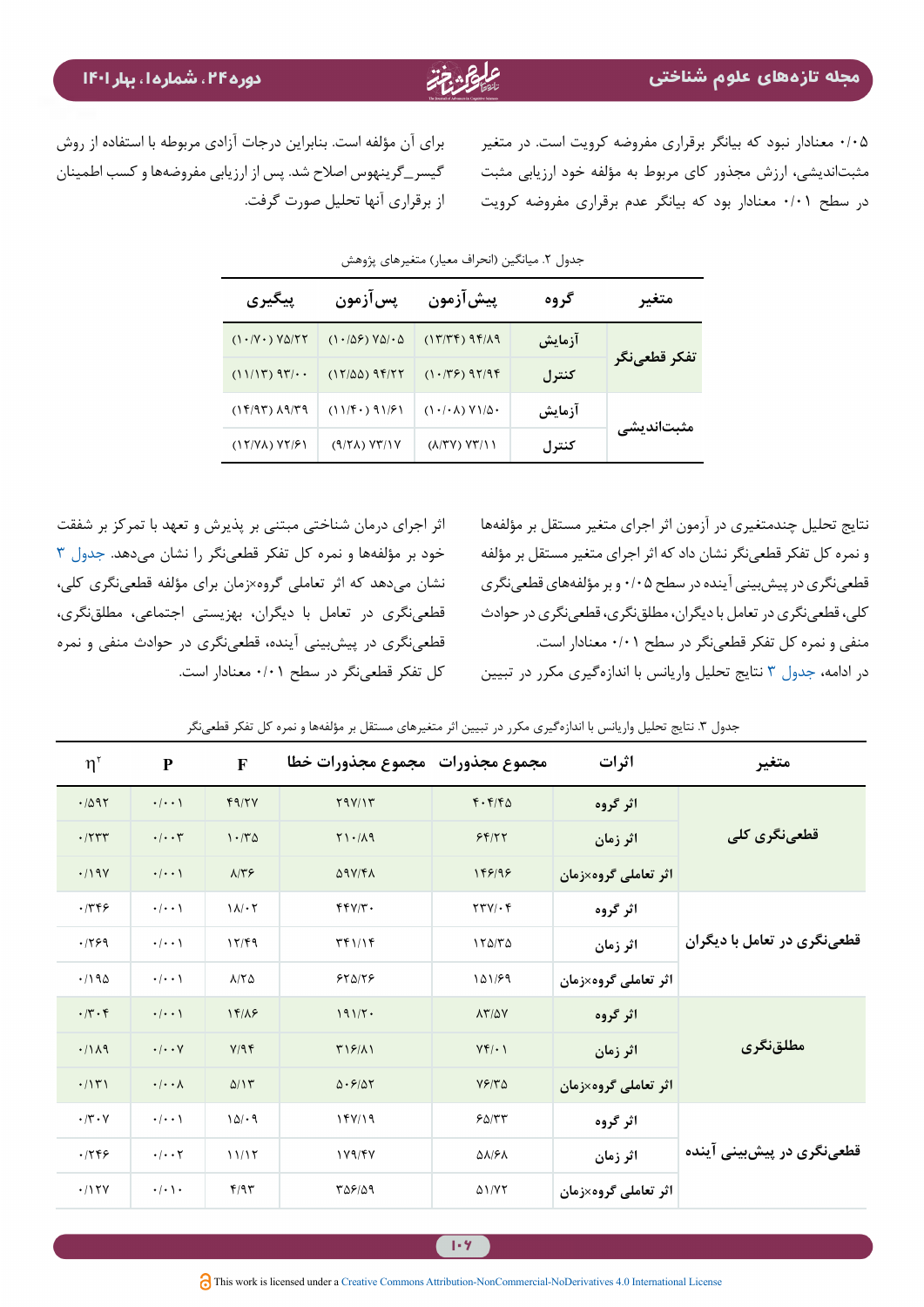۰/۰۵ معنادار نبود که بیانگر برقراری مفروضه کرویت است. در متغیر مثبت‌اندیشی، ارزش مجذور کای مربوط به مؤلفه خود ارزیابی مثبت در سطح ۰/۰۱ معنادار بود که بیانگر عدم برقراری مفروضه کرویت برای آن مؤلفه است. بنابراین درجات آزادی مربوطه با استفاده از روش گیسر_گرینهوس اصلاح شد. پس از ارزیابی مفروضه‌ها و کسب اطمینان از برقراری آنها تحلیل صورت گرفت.

جدول ۲. میانگین (انحراف معیار) متغیرهای پژوهش

| متغیر | گروه | پیش‌آزمون | پس‌آزمون | پیگیری |
|---|---|---|---|---|
| تفکر قطعی‌نگر | آزمایش | ۹۴/۸۹ (۱۳/۳۴) | ۷۵/۰۵ (۱۰/۵۶) | ۷۵/۲۲ (۱۰/۷۰) |
| | کنترل | ۹۲/۹۴ (۱۰/۳۶) | ۹۴/۲۲ (۱۲/۵۵) | ۹۳/۰۰ (۱۱/۱۳) |
| مثبت‌اندیشی | آزمایش | ۷۱/۵۰ (۱۰/۰۸) | ۹۱/۶۱ (۱۱/۴۰) | ۸۹/۳۹ (۱۴/۹۳) |
| | کنترل | ۷۳/۱۱ (۸/۳۷) | ۷۳/۱۷ (۹/۲۸) | ۷۲/۶۱ (۱۲/۷۸) |

نتایج تحلیل چندمتغیری در آزمون اثر اجرای متغیر مستقل بر مؤلفه‌ها و نمره کل تفکر قطعی‌نگر نشان داد که اثر اجرای متغیر مستقل بر مؤلفه قطعی‌نگری در پیش‌بینی آینده در سطح ۰/۰۵ و بر مؤلفه‌های قطعی‌نگری کلی، قطعی‌نگری در تعامل با دیگران، مطلق‌نگری، قطعی‌نگری در حوادث منفی و نمره کل تفکر قطعی‌نگر در سطح ۰/۰۱ معنادار است.

در ادامه، جدول ۳ نتایج تحلیل واریانس با اندازه‌گیری مکرر در تبیین اثر اجرای درمان شناختی مبتنی بر پذیرش و تعهد با تمرکز بر شفقت خود بر مؤلفه‌ها و نمره کل تفکر قطعی‌نگر را نشان می‌دهد. جدول ۳ نشان می‌دهد که اثر تعاملی گروه×زمان برای مؤلفه قطعی‌نگری کلی، قطعی‌نگری در تعامل با دیگران، بهزیستی اجتماعی، مطلق‌نگری، قطعی‌نگری در پیش‌بینی آینده، قطعی‌نگری در حوادث منفی و نمره کل تفکر قطعی‌نگر در سطح ۰/۰۱ معنادار است.

جدول ۳. نتایج تحلیل واریانس با اندازه‌گیری مکرر در تبیین اثر متغیرهای مستقل بر مؤلفه‌ها و نمره کل تفکر قطعی‌نگر

| متغیر | اثرات | مجموع مجذورات | مجموع مجذورات خطا | F | P | $\eta^2$ |
|---|---|---|---|---|---|---|
| قطعی‌نگری کلی | اثر گروه | ۴۰۴/۴۵ | ۲۹۷/۱۳ | ۴۹/۲۷ | ۰/۰۰۱ | ۰/۵۹۲ |
| | اثر زمان | ۶۴/۲۲ | ۲۱۰/۸۹ | ۱۰/۳۵ | ۰/۰۰۳ | ۰/۲۳۳ |
| | اثر تعاملی گروه×زمان | ۱۴۶/۹۶ | ۵۹۷/۴۸ | ۸/۳۶ | ۰/۰۰۱ | ۰/۱۹۷ |
| قطعی‌نگری در تعامل با دیگران | اثر گروه | ۲۳۷/۰۴ | ۴۴۷/۳۰ | ۱۸/۰۲ | ۰/۰۰۱ | ۰/۳۴۶ |
| | اثر زمان | ۱۲۵/۳۵ | ۳۴۱/۱۴ | ۱۲/۴۹ | ۰/۰۰۱ | ۰/۲۶۹ |
| | اثر تعاملی گروه×زمان | ۱۵۱/۶۹ | ۶۲۵/۲۶ | ۸/۲۵ | ۰/۰۰۱ | ۰/۱۹۵ |
| مطلق‌نگری | اثر گروه | ۸۳/۵۷ | ۱۹۱/۲۰ | ۱۴/۸۶ | ۰/۰۰۱ | ۰/۳۰۴ |
| | اثر زمان | ۷۴/۰۱ | ۳۱۶/۸۱ | ۷/۹۴ | ۰/۰۰۷ | ۰/۱۸۹ |
| | اثر تعاملی گروه×زمان | ۷۶/۳۵ | ۵۰۶/۵۲ | ۵/۱۳ | ۰/۰۰۸ | ۰/۱۳۱ |
| قطعی‌نگری در پیش‌بینی آینده | اثر گروه | ۶۵/۳۳ | ۱۴۷/۱۹ | ۱۵/۰۹ | ۰/۰۰۱ | ۰/۳۰۷ |
| | اثر زمان | ۵۸/۶۸ | ۱۷۹/۴۷ | ۱۱/۱۲ | ۰/۰۰۲ | ۰/۲۴۶ |
| | اثر تعاملی گروه×زمان | ۵۱/۷۲ | ۳۵۶/۵۹ | ۴/۹۳ | ۰/۰۱۰ | ۰/۱۲۷ |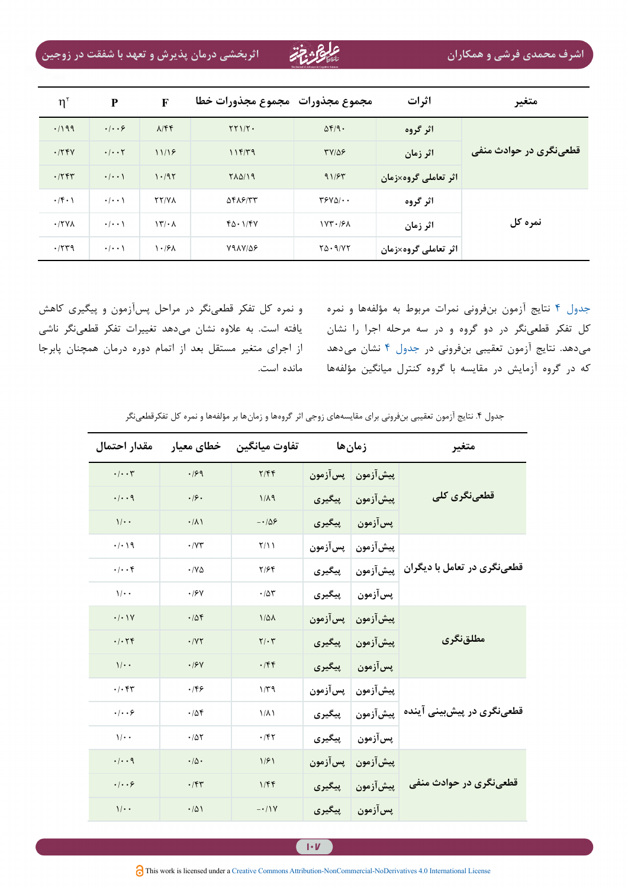| متغیر | اثرات | مجموع مجذورات | مجموع مجذورات خطا | F | P | $\eta^2$ |
|---|---|---|---|---|---|---|
| قطعی‌نگری در حوادث منفی | اثر گروه | ۵۴/۹۰ | ۲۲۱/۲۰ | ۸/۴۴ | ۰/۰۰۶ | ۰/۱۹۹ |
| | اثر زمان | ۳۷/۵۶ | ۱۱۴/۳۹ | ۱۱/۱۶ | ۰/۰۰۲ | ۰/۲۴۷ |
| | اثر تعاملی گروه×زمان | ۹۱/۶۳ | ۲۸۵/۱۹ | ۱۰/۹۲ | ۰/۰۰۱ | ۰/۲۴۳ |
| نمره کل | اثر گروه | ۳۶۷۵/۰۰ | ۵۴۸۶/۳۳ | ۲۲/۷۸ | ۰/۰۰۱ | ۰/۴۰۱ |
| | اثر زمان | ۱۷۳۰/۶۸ | ۴۵۰۱/۴۷ | ۱۳/۰۸ | ۰/۰۰۱ | ۰/۲۷۸ |
| | اثر تعاملی گروه×زمان | ۲۵۰۹/۷۲ | ۷۹۸۷/۵۶ | ۱۰/۶۸ | ۰/۰۰۱ | ۰/۲۳۹ |

جدول ۴ نتایج آزمون بن‌فرونی نمرات مربوط به مؤلفه‌ها و نمره کل تفکر قطعی‌نگر در دو گروه و در سه مرحله اجرا را نشان می‌دهد. نتایج آزمون تعقیبی بن‌فرونی در جدول ۴ نشان می‌دهد که در گروه آزمایش در مقایسه با گروه کنترل میانگین مؤلفه‌ها و نمره کل تفکر قطعی‌نگر در مراحل پس‌آزمون و پیگیری کاهش یافته است. به علاوه نشان می‌دهد تغییرات تفکر قطعی‌نگر ناشی از اجرای متغیر مستقل بعد از اتمام دوره درمان همچنان پابرجا مانده است.

جدول ۴. نتایج آزمون تعقیبی بن‌فرونی برای مقایسه‌های زوجی اثر گروه‌ها و زمان‌ها بر مؤلفه‌ها و نمره کل تفکرقطعی‌نگر

| متغیر | زمان‌ها | | تفاوت میانگین | خطای معیار | مقدار احتمال |
|---|---|---|---|---|---|
| قطعی‌نگری کلی | پیش‌آزمون | پس‌آزمون | ۲/۴۴ | ۰/۶۹ | ۰/۰۰۳ |
| | پیش‌آزمون | پیگیری | ۱/۸۹ | ۰/۶۰ | ۰/۰۰۹ |
| | پس‌آزمون | پیگیری | -۰/۵۶ | ۰/۸۱ | ۱/۰۰ |
| قطعی‌نگری در تعامل با دیگران | پیش‌آزمون | پس‌آزمون | ۲/۱۱ | ۰/۷۳ | ۰/۰۱۹ |
| | پیش‌آزمون | پیگیری | ۲/۶۴ | ۰/۷۵ | ۰/۰۰۴ |
| | پس‌آزمون | پیگیری | ۰/۵۳ | ۰/۶۷ | ۱/۰۰ |
| مطلق‌نگری | پیش‌آزمون | پس‌آزمون | ۱/۵۸ | ۰/۵۴ | ۰/۰۱۷ |
| | پیش‌آزمون | پیگیری | ۲/۰۳ | ۰/۷۲ | ۰/۰۲۴ |
| | پس‌آزمون | پیگیری | ۰/۴۴ | ۰/۶۷ | ۱/۰۰ |
| قطعی‌نگری در پیش‌بینی آینده | پیش‌آزمون | پس‌آزمون | ۱/۳۹ | ۰/۴۶ | ۰/۰۴۳ |
| | پیش‌آزمون | پیگیری | ۱/۸۱ | ۰/۵۴ | ۰/۰۰۶ |
| | پس‌آزمون | پیگیری | ۰/۴۲ | ۰/۵۲ | ۱/۰۰ |
| قطعی‌نگری در حوادث منفی | پیش‌آزمون | پس‌آزمون | ۱/۶۱ | ۰/۵۰ | ۰/۰۰۹ |
| | پیش‌آزمون | پیگیری | ۱/۴۴ | ۰/۴۳ | ۰/۰۰۶ |
| | پس‌آزمون | پیگیری | -۰/۱۷ | ۰/۵۱ | ۱/۰۰ |

This work is licensed under a Creative Commons Attribution-NonCommercial-NoDerivatives 4.0 International License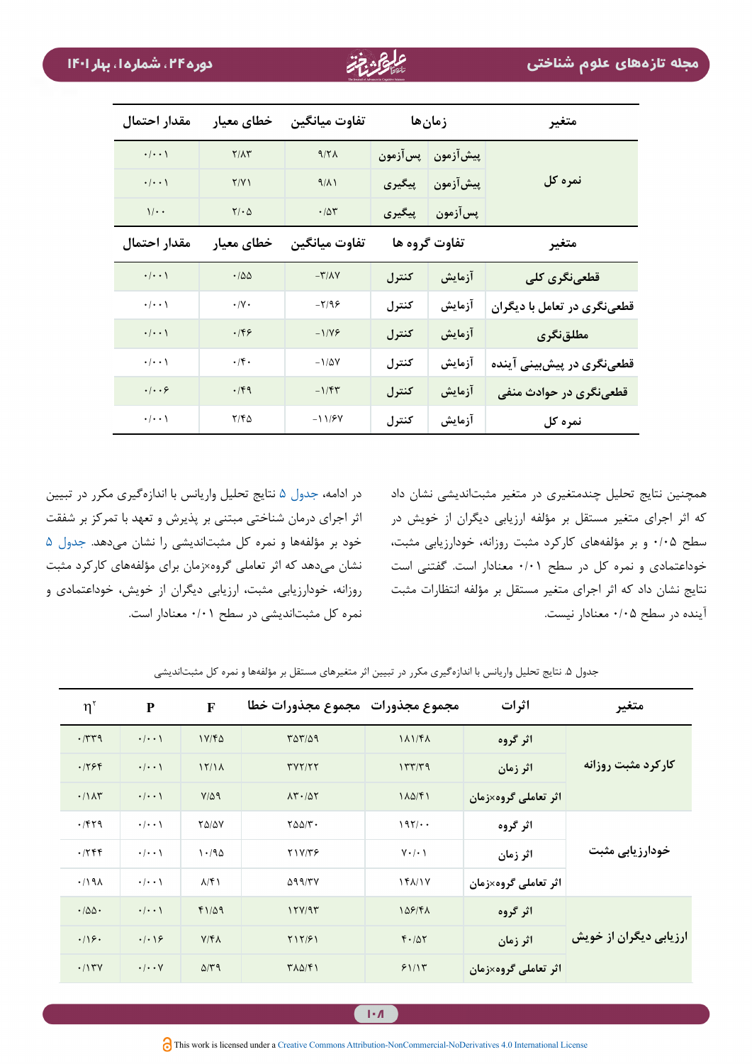| متغیر | زمان‌ها | | تفاوت میانگین | خطای معیار | مقدار احتمال |
|---|---|---|---|---|---|
| نمره کل | پیش‌آزمون | پس‌آزمون | ۹/۲۸ | ۲/۸۳ | ۰/۰۰۱ |
| | پیش‌آزمون | پیگیری | ۹/۸۱ | ۲/۷۱ | ۰/۰۰۱ |
| | پس‌آزمون | پیگیری | ۰/۵۳ | ۲/۰۵ | ۱/۰۰ |
| **متغیر** | **تفاوت گروه ها** | | **تفاوت میانگین** | **خطای معیار** | **مقدار احتمال** |
| قطعی‌نگری کلی | آزمایش | کنترل | -۳/۸۷ | ۰/۵۵ | ۰/۰۰۱ |
| قطعی‌نگری در تعامل با دیگران | آزمایش | کنترل | -۲/۹۶ | ۰/۷۰ | ۰/۰۰۱ |
| مطلق‌نگری | آزمایش | کنترل | -۱/۷۶ | ۰/۴۶ | ۰/۰۰۱ |
| قطعی‌نگری در پیش‌بینی آینده | آزمایش | کنترل | -۱/۵۷ | ۰/۴۰ | ۰/۰۰۱ |
| قطعی‌نگری در حوادث منفی | آزمایش | کنترل | -۱/۴۳ | ۰/۴۹ | ۰/۰۰۶ |
| نمره کل | آزمایش | کنترل | -۱۱/۶۷ | ۲/۴۵ | ۰/۰۰۱ |

همچنین نتایج تحلیل چندمتغیری در متغیر مثبت‌اندیشی نشان داد که اثر اجرای متغیر مستقل بر مؤلفه ارزیابی دیگران از خویش در سطح ۰/۰۵ و بر مؤلفه‌های کارکرد مثبت روزانه، خودارزیابی مثبت، خوداعتمادی و نمره کل در سطح ۰/۰۱ معنادار است. گفتنی است نتایج نشان داد که اثر اجرای متغیر مستقل بر مؤلفه انتظارات مثبت آینده در سطح ۰/۰۵ معنادار نیست.

در ادامه، جدول ۵ نتایج تحلیل واریانس با اندازه‌گیری مکرر در تبیین اثر اجرای درمان شناختی مبتنی بر پذیرش و تعهد با تمرکز بر شفقت خود بر مؤلفه‌ها و نمره کل مثبت‌اندیشی را نشان می‌دهد. جدول ۵ نشان می‌دهد که اثر تعاملی گروه×زمان برای مؤلفه‌های کارکرد مثبت روزانه، خودارزیابی مثبت، ارزیابی دیگران از خویش، خوداعتمادی و نمره کل مثبت‌اندیشی در سطح ۰/۰۱ معنادار است.

جدول ۵. نتایج تحلیل واریانس با اندازه‌گیری مکرر در تبیین اثر متغیرهای مستقل بر مؤلفه‌ها و نمره کل مثبت‌اندیشی

| متغیر | اثرات | مجموع مجذورات | مجموع مجذورات خطا | F | P | $\eta^2$ |
|---|---|---|---|---|---|---|
| کارکرد مثبت روزانه | اثر گروه | ۱۸۱/۴۸ | ۳۵۳/۵۹ | ۱۷/۴۵ | ۰/۰۰۱ | ۰/۳۳۹ |
| | اثر زمان | ۱۳۳/۳۹ | ۳۷۲/۲۲ | ۱۲/۱۸ | ۰/۰۰۱ | ۰/۲۶۴ |
| | اثر تعاملی گروه×زمان | ۱۸۵/۴۱ | ۸۳۰/۵۲ | ۷/۵۹ | ۰/۰۰۱ | ۰/۱۸۳ |
| خودارزیابی مثبت | اثر گروه | ۱۹۲/۰۰ | ۲۵۵/۳۰ | ۲۵/۵۷ | ۰/۰۰۱ | ۰/۴۲۹ |
| | اثر زمان | ۷۰/۰۱ | ۲۱۷/۳۶ | ۱۰/۹۵ | ۰/۰۰۱ | ۰/۲۴۴ |
| | اثر تعاملی گروه×زمان | ۱۴۸/۱۷ | ۵۹۹/۳۷ | ۸/۴۱ | ۰/۰۰۱ | ۰/۱۹۸ |
| ارزیابی دیگران از خویش | اثر گروه | ۱۵۶/۴۸ | ۱۲۷/۹۳ | ۴۱/۵۹ | ۰/۰۰۱ | ۰/۵۵۰ |
| | اثر زمان | ۴۰/۵۲ | ۲۱۲/۶۱ | ۷/۴۸ | ۰/۰۱۶ | ۰/۱۶۰ |
| | اثر تعاملی گروه×زمان | ۶۱/۱۳ | ۳۸۵/۴۱ | ۵/۳۹ | ۰/۰۰۷ | ۰/۱۳۷ |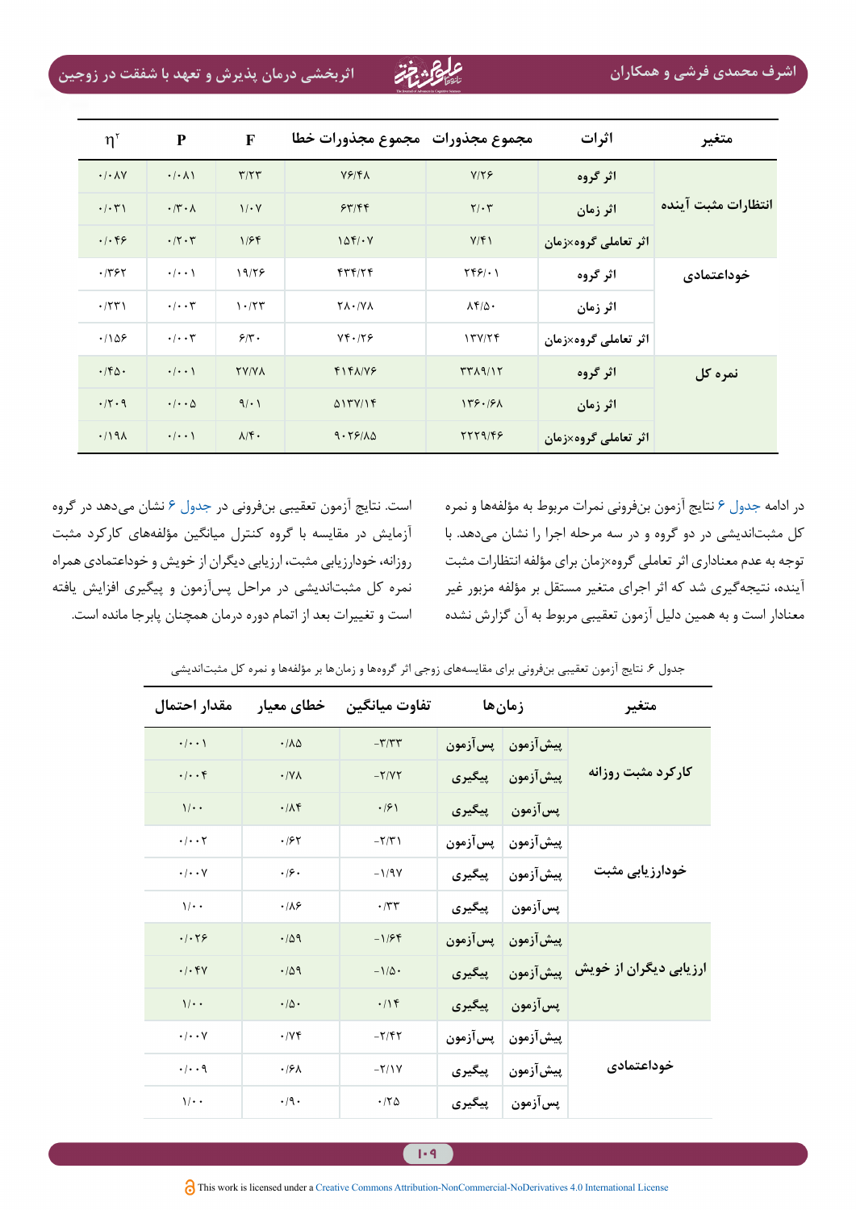| متغیر | اثرات | مجموع مجذورات | مجموع مجذورات خطا | F | P | $\eta^2$ |
|---|---|---|---|---|---|---|
| انتظارات مثبت آینده | اثر گروه | ۷/۲۶ | ۷۶/۴۸ | ۳/۲۳ | ۰/۰۸۱ | ۰/۰۸۷ |
| | اثر زمان | ۲/۰۳ | ۶۳/۴۴ | ۱/۰۷ | ۰/۳۰۸ | ۰/۰۳۱ |
| | اثر تعاملی گروه×زمان | ۷/۴۱ | ۱۵۴/۰۷ | ۱/۶۴ | ۰/۲۰۳ | ۰/۰۴۶ |
| خوداعتمادی | اثر گروه | ۲۴۶/۰۱ | ۴۳۴/۲۴ | ۱۹/۲۶ | ۰/۰۰۱ | ۰/۳۶۲ |
| | اثر زمان | ۸۴/۵۰ | ۲۸۰/۷۸ | ۱۰/۲۳ | ۰/۰۰۳ | ۰/۲۳۱ |
| | اثر تعاملی گروه×زمان | ۱۳۷/۲۴ | ۷۴۰/۲۶ | ۶/۳۰ | ۰/۰۰۳ | ۰/۱۵۶ |
| نمره کل | اثر گروه | ۳۳۸۹/۱۲ | ۴۱۴۸/۷۶ | ۲۷/۷۸ | ۰/۰۰۱ | ۰/۴۵۰ |
| | اثر زمان | ۱۳۶۰/۶۸ | ۵۱۳۷/۱۴ | ۹/۰۱ | ۰/۰۰۵ | ۰/۲۰۹ |
| | اثر تعاملی گروه×زمان | ۲۲۲۹/۴۶ | ۹۰۲۶/۸۵ | ۸/۴۰ | ۰/۰۰۱ | ۰/۱۹۸ |

در ادامه جدول ۶ نتایج آزمون بن‌فرونی نمرات مربوط به مؤلفه‌ها و نمره کل مثبت‌اندیشی در دو گروه و در سه مرحله اجرا را نشان می‌دهد. با توجه به عدم معناداری اثر تعاملی گروه×زمان برای مؤلفه انتظارات مثبت آینده، نتیجه‌گیری شد که اثر اجرای متغیر مستقل بر مؤلفه مزبور غیر معنادار است و به همین دلیل آزمون تعقیبی مربوط به آن گزارش نشده است. نتایج آزمون تعقیبی بن‌فرونی در جدول ۶ نشان می‌دهد در گروه آزمایش در مقایسه با گروه کنترل میانگین مؤلفه‌های کارکرد مثبت روزانه، خودارزیابی مثبت، ارزیابی دیگران از خویش و خوداعتمادی همراه نمره کل مثبت‌اندیشی در مراحل پس‌آزمون و پیگیری افزایش یافته است و تغییرات بعد از اتمام دوره درمان همچنان پابرجا مانده است.

جدول ۶. نتایج آزمون تعقیبی بن‌فرونی برای مقایسه‌های زوجی اثر گروه‌ها و زمان‌ها بر مؤلفه‌ها و نمره کل مثبت‌اندیشی

| متغیر | زمان‌ها | | تفاوت میانگین | خطای معیار | مقدار احتمال |
|---|---|---|---|---|---|
| کارکرد مثبت روزانه | پیش‌آزمون | پس‌آزمون | -۳/۳۳ | ۰/۸۵ | ۰/۰۰۱ |
| | پیش‌آزمون | پیگیری | -۲/۷۲ | ۰/۷۸ | ۰/۰۰۴ |
| | پس‌آزمون | پیگیری | ۰/۶۱ | ۰/۸۴ | ۱/۰۰ |
| خودارزیابی مثبت | پیش‌آزمون | پس‌آزمون | -۲/۳۱ | ۰/۶۲ | ۰/۰۰۲ |
| | پیش‌آزمون | پیگیری | -۱/۹۷ | ۰/۶۰ | ۰/۰۰۷ |
| | پس‌آزمون | پیگیری | ۰/۳۳ | ۰/۸۶ | ۱/۰۰ |
| ارزیابی دیگران از خویش | پیش‌آزمون | پس‌آزمون | -۱/۶۴ | ۰/۵۹ | ۰/۰۲۶ |
| | پیش‌آزمون | پیگیری | -۱/۵۰ | ۰/۵۹ | ۰/۰۴۷ |
| | پس‌آزمون | پیگیری | ۰/۱۴ | ۰/۵۰ | ۱/۰۰ |
| خوداعتمادی | پیش‌آزمون | پس‌آزمون | -۲/۴۲ | ۰/۷۴ | ۰/۰۰۷ |
| | پیش‌آزمون | پیگیری | -۲/۱۷ | ۰/۶۸ | ۰/۰۰۹ |
| | پس‌آزمون | پیگیری | ۰/۲۵ | ۰/۹۰ | ۱/۰۰ |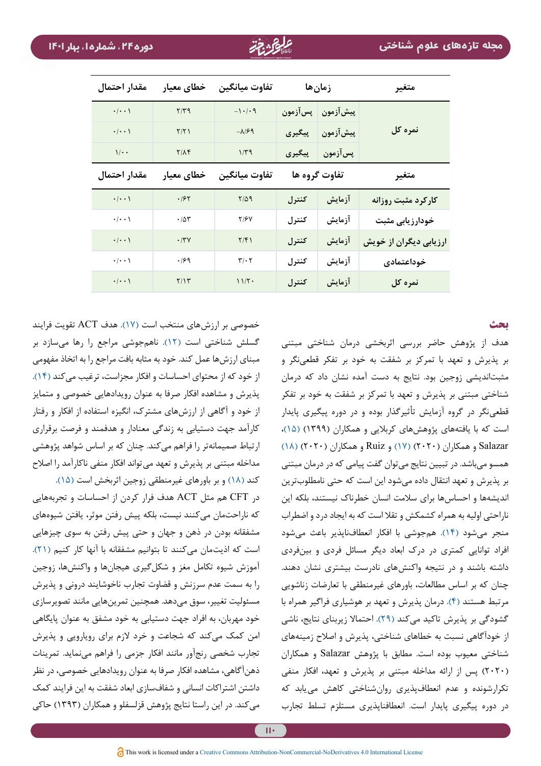| متغیر | زمان‌ها | | تفاوت میانگین | خطای معیار | مقدار احتمال |
|---|---|---|---|---|---|
| نمره کل | پیش‌آزمون | پس‌آزمون | -۱۰/۰۹ | ۲/۳۹ | ۰/۰۰۱ |
| | پیش‌آزمون | پیگیری | -۸/۶۹ | ۲/۲۱ | ۰/۰۰۱ |
| | پس‌آزمون | پیگیری | ۱/۳۹ | ۲/۸۴ | ۱/۰۰ |
| **متغیر** | **تفاوت گروه ها** | | **تفاوت میانگین** | **خطای معیار** | **مقدار احتمال** |
| کارکرد مثبت روزانه | آزمایش | کنترل | ۲/۵۹ | ۰/۶۲ | ۰/۰۰۱ |
| خودارزیابی مثبت | آزمایش | کنترل | ۲/۶۷ | ۰/۵۳ | ۰/۰۰۱ |
| ارزیابی دیگران از خویش | آزمایش | کنترل | ۲/۴۱ | ۰/۳۷ | ۰/۰۰۱ |
| خوداعتمادی | آزمایش | کنترل | ۳/۰۲ | ۰/۶۹ | ۰/۰۰۱ |
| نمره کل | آزمایش | کنترل | ۱۱/۲۰ | ۲/۱۳ | ۰/۰۰۱ |

## بحث

هدف از پژوهش حاضر بررسی اثربخشی درمان شناختی مبتنی بر پذیرش و تعهد با تمرکز بر شفقت به خود بر تفکر قطعی‌نگر و مثبت‌اندیشی زوجین بود. نتایج به دست آمده نشان داد که درمان شناختی مبتنی بر پذیرش و تعهد با تمرکز بر شفقت به خود بر تفکر قطعی‌نگر در گروه آزمایش تأثیرگذار بوده و در دوره پیگیری پایدار است که با یافته‌های پژوهش‌های کربلایی و همکاران (۱۳۹۹) (۱۵)، Salazar و همکاران (۲۰۲۰) (۱۷) و Ruiz و همکاران (۲۰۲۰) (۱۸) همسو می‌باشد. در تبیین نتایج می‌توان گفت پیامی که در درمان مبتنی بر پذیرش و تعهد انتقال داده می‌شود این است که حتی نامطلوب‌ترین اندیشه‌ها و احساس‌ها برای سلامت انسان خطرناک نیستند، بلکه این ناراحتی اولیه به همراه کشمکش و تقلا است که به ایجاد درد و اضطراب منجر می‌شود (۱۴). هم‌جوشی با افکار انعطاف‌ناپذیر باعث می‌شود افراد توانایی کمتری در درک ابعاد دیگر مسائل فردی و بین‌فردی داشته باشند و در نتیجه واکنش‌های نادرست بیشتری نشان دهند. چنان که بر اساس مطالعات، باورهای غیرمنطقی با تعارضات زناشویی مرتبط هستند (۴). درمان پذیرش و تعهد بر هوشیاری فراگیر همراه با گشودگی بر پذیرش تاکید می‌کند (۲۹). احتمالا زیربنای نتایج، ناشی از خودآگاهی نسبت به خطاهای شناختی، پذیرش و اصلاح زمینه‌های شناختی معیوب بوده است. مطابق با پژوهش Salazar و همکاران (۲۰۲۰) پس از ارائه مداخله مبتنی بر پذیرش و تعهد، افکار منفی تکرارشونده و عدم انعطاف‌پذیری روان‌شناختی کاهش می‌یابد که در دوره پیگیری پایدار است. انعطاف‌ناپذیری مستلزم تسلط تجارب خصوصی بر ارزش‌های منتخب است (۱۷). هدف ACT تقویت فرایند گسلش شناختی است (۱۲). ناهم‌جوشی مراجع را رها می‌سازد بر مبنای ارزش‌ها عمل کند. خود به مثابه بافت مراجع را به اتخاذ مفهومی از خود که از محتوای احساسات و افکار مجزاست، ترغیب می‌کند (۱۴). پذیرش و مشاهده افکار صرفا به عنوان رویدادهایی خصوصی و متمایز از خود و آگاهی از ارزش‌های مشترک، انگیزه استفاده از افکار و رفتار کارآمد جهت دستیابی به زندگی معنادار و هدفمند و فرصت برقراری ارتباط صمیمانه‌تر را فراهم می‌کند. چنان که بر اساس شواهد پژوهشی مداخله مبتنی بر پذیرش و تعهد می‌تواند افکار منفی ناکارآمد را اصلاح کند (۱۸) و بر باورهای غیرمنطقی زوجین اثربخش است (۱۵).

در CFT هم مثل ACT هدف فرار کردن از احساسات و تجربه‌هایی که ناراحت‌مان می‌کنند نیست، بلکه پیش رفتن موثر، یافتن شیوه‌های مشفقانه بودن در ذهن و جهان و حتی پیش رفتن به سوی چیزهایی است که اذیت‌مان می‌کنند تا بتوانیم مشفقانه با آنها کار کنیم (۲۱). آموزش شیوه تکامل مغز و شکل‌گیری هیجان‌ها و واکنش‌ها، زوجین را به سمت عدم سرزنش و قضاوت تجارب ناخوشایند درونی و پذیرش مسئولیت تغییر، سوق می‌دهد. همچنین تمرین‌هایی مانند تصویرسازی خود مهربان، به افراد جهت دستیابی به خود مشفق به عنوان پایگاهی امن کمک می‌کند که شجاعت و خرد لازم برای رویارویی و پذیرش تجارب شخصی رنج‌آور مانند افکار جزمی را فراهم می‌نماید. تمرینات ذهن‌آگاهی، مشاهده افکار صرفا به عنوان رویدادهایی خصوصی، در نظر داشتن اشتراکات انسانی و شفاف‌سازی ابعاد شفقت به این فرایند کمک می‌کند. در این راستا نتایج پژوهش قزلسفلو و همکاران (۱۳۹۳) حاکی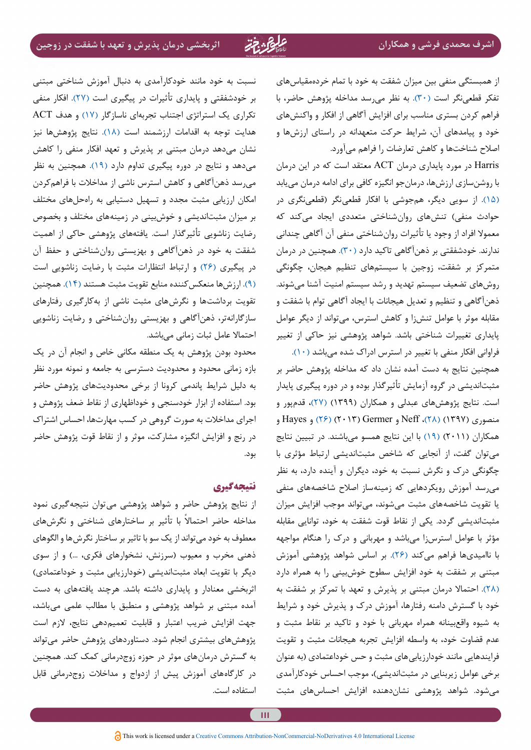از همبستگی منفی بین میزان شفقت به خود با تمام خرده‌مقیاس‌های تفکر قطعی‌نگر است (۳۰). به نظر می‌رسد مداخله پژوهش حاضر، با فراهم کردن بستری مناسب برای افزایش آگاهی از افکار و واکنش‌های خود و پیامدهای آن، شرایط حرکت متعهدانه در راستای ارزش‌ها و اصلاح شناخت‌ها و کاهش تعارضات را فراهم می‌آورد.

Harris در مورد پایداری درمان ACT معتقد است که در این درمان با روشن‌سازی ارزش‌ها، درمان‌جو انگیزه کافی برای ادامه درمان می‌یابد (۱۵). از سویی دیگر، همجوشی با افکار قطعی‌نگر (قطعی‌نگری در حوادث منفی) تنش‌های روان‌شناختی متعددی ایجاد می‌کند که معمولا افراد از وجود یا تأثیرات روان‌شناختی منفی آن آگاهی چندانی ندارند. خودشفقتی بر ذهن‌آگاهی تاکید دارد (۳۰). همچنین در درمان متمرکز بر شفقت، زوجین با سیستم‌های تنظیم هیجان، چگونگی روش‌های تضعیف سیستم تهدید و رشد سیستم امنیت آشنا می‌شوند. ذهن‌آگاهی و تنظیم و تعدیل هیجانات با ایجاد آگاهی توام با شفقت و مقابله موثر با عوامل تنش‌زا و کاهش استرس، می‌تواند از دیگر عوامل پایداری تغییرات شناختی باشد. شواهد پژوهشی نیز حاکی از تغییر فراوانی افکار منفی با تغییر در استرس ادراک شده می‌باشد (۱۰).

همچنین نتایج به دست آمده نشان داد که مداخله پژوهش حاضر بر مثبت‌اندیشی در گروه آزمایش تأثیرگذار بوده و در دوره پیگیری پایدار است. نتایج پژوهش‌های عبدلی و همکاران (۱۳۹۹) (۲۷)، قدم‌پور و منصوری (۱۳۹۷) (۲۸)، Neff و Germer (۲۰۱۳) (۲۶) و Hayes و همکاران (۲۰۱۱) (۱۹) با این نتایج همسو می‌باشند. در تبیین نتایج می‌توان گفت، از آنجایی که شاخص مثبت‌اندیشی ارتباط مؤثری با چگونگی درک و نگرش نسبت به خود، دیگران و آینده دارد، به نظر می‌رسد آموزش رویکردهایی که زمینه‌ساز اصلاح شاخصه‌های منفی یا تقویت شاخصه‌های مثبت می‌شوند، می‌تواند موجب افزایش میزان مثبت‌اندیشی گردد. یکی از نقاط قوت شفقت به خود، توانایی مقابله مؤثر با عوامل استرس‌زا می‌باشد و مهربانی و درک را هنگام مواجهه با ناامیدی‌ها فراهم می‌کند (۲۶). بر اساس شواهد پژوهشی آموزش مبتنی بر شفقت به خود افزایش سطوح خوش‌بینی را به همراه دارد (۲۸). احتمالا درمان مبتنی بر پذیرش و تعهد با تمرکز بر شفقت به خود با گسترش دامنه رفتارها، آموزش درک و پذیرش خود و شرایط به شیوه واقع‌بینانه همراه مهربانی با خود و تاکید بر نقاط مثبت و عدم قضاوت خود، به واسطه افزایش تجربه هیجانات مثبت و تقویت فرایندهایی مانند خودارزیابی‌های مثبت و حس خوداعتمادی (به عنوان برخی عوامل زیربنایی در مثبت‌اندیشی)، موجب احساس خودکارآمدی می‌شود. شواهد پژوهشی نشان‌دهنده افزایش احساس‌های مثبت نسبت به خود مانند خودکارآمدی به دنبال آموزش شناختی مبتنی بر خودشفقتی و پایداری تأثیرات در پیگیری است (۲۷). افکار منفی تکراری یک استراتژی اجتناب تجربه‌ای ناسازگار (۱۷) و هدف ACT هدایت توجه به اقدامات ارزشمند است (۱۸). نتایج پژوهش‌ها نیز نشان می‌دهد درمان مبتنی بر پذیرش و تعهد افکار منفی را کاهش می‌دهد و نتایج در دوره پیگیری تداوم دارد (۱۹). همچنین به نظر می‌رسد ذهن‌آگاهی و کاهش استرس ناشی از مداخلات با فراهم‌کردن امکان ارزیابی مثبت مجدد و تسهیل دستیابی به راه‌حل‌های مختلف بر میزان مثبت‌اندیشی و خوش‌بینی در زمینه‌های مختلف و بخصوص رضایت زناشویی تأثیرگذار است. یافته‌های پژوهشی حاکی از اهمیت شفقت به خود در ذهن‌آگاهی و بهزیستی روان‌شناختی و حفظ آن در پیگیری (۲۶) و ارتباط انتظارات مثبت با رضایت زناشویی است (۹). ارزش‌ها منعکس‌کننده منابع تقویت مثبت هستند (۱۴). همچنین تقویت برداشت‌ها و نگرش‌های مثبت ناشی از به‌کارگیری رفتارهای سازگارانه‌تر، ذهن‌آگاهی و بهزیستی روان‌شناختی و رضایت زناشویی احتمالا عامل ثبات زمانی می‌باشد.

محدود بودن پژوهش به یک منطقه مکانی خاص و انجام آن در یک بازه زمانی محدود و محدودیت دسترسی به جامعه و نمونه مورد نظر به دلیل شرایط پاندمی کرونا از برخی محدودیت‌های پژوهش حاضر بود. استفاده از ابزار خودسنجی و خوداظهاری از نقاط ضعف پژوهش و اجرای مداخلات به صورت گروهی در کسب مهارت‌ها، احساس اشتراک در رنج و افزایش انگیزه مشارکت، موثر و از نقاط قوت پژوهش حاضر بود.

## نتیجه‌گیری

از نتایج پژوهش حاضر و شواهد پژوهشی می‌توان نتیجه‌گیری نمود مداخله حاضر احتمالاً با تأثیر بر ساختارهای شناختی و نگرش‌های معطوف به خود می‌تواند از یک سو با تاثیر بر ساختار نگرش‌ها و الگوهای ذهنی مخرب و معیوب (سرزنش، نشخوارهای فکری، ...) و از سوی دیگر با تقویت ابعاد مثبت‌اندیشی (خودارزیابی مثبت و خوداعتمادی) اثربخشی معنادار و پایداری داشته باشد. هرچند یافته‌های به دست آمده مبتنی بر شواهد پژوهشی و منطبق با مطالب علمی می‌باشد، جهت افزایش ضریب اعتبار و قابلیت تعمیم‌دهی نتایج، لازم است پژوهش‌های بیشتری انجام شود. دستاوردهای پژوهش حاضر می‌تواند به گسترش درمان‌های موثر در حوزه زوج‌درمانی کمک کند. همچنین در کارگاه‌های آموزش پیش از ازدواج و مداخلات زوج‌درمانی قابل استفاده است.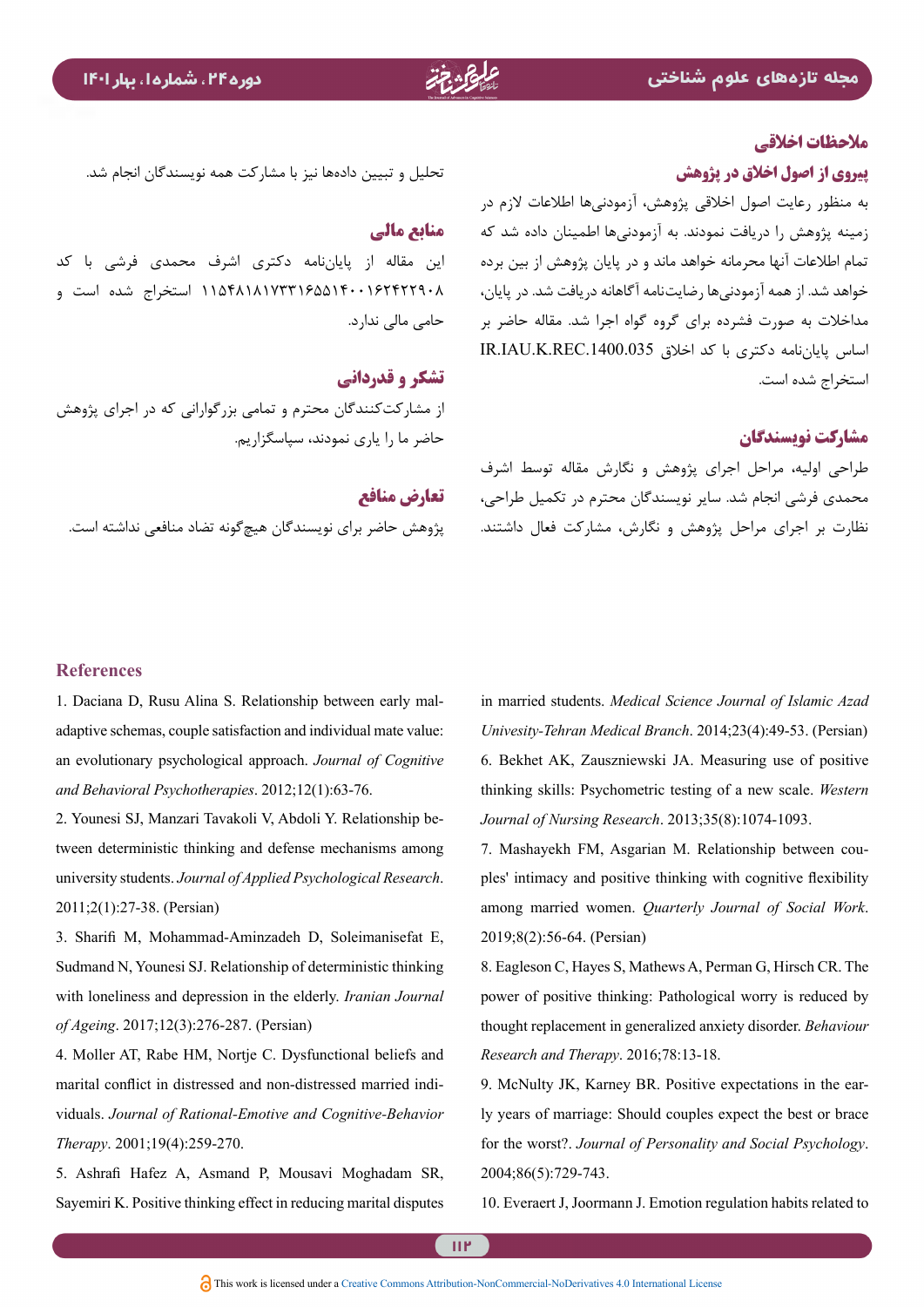## ملاحظات اخلاقی

### پیروی از اصول اخلاق در پژوهش

به منظور رعایت اصول اخلاقی پژوهش، آزمودنی‌ها اطلاعات لازم در زمینه پژوهش را دریافت نمودند. به آزمودنی‌ها اطمینان داده شد که تمام اطلاعات آنها محرمانه خواهد ماند و در پایان پژوهش از بین برده خواهد شد. از همه آزمودنی‌ها رضایت‌نامه آگاهانه دریافت شد. در پایان، مداخلات به صورت فشرده برای گروه گواه اجرا شد. مقاله حاضر بر اساس پایان‌نامه دکتری با کد اخلاق IR.IAU.K.REC.1400.035 استخراج شده است.

### مشارکت نویسندگان

طراحی اولیه، مراحل اجرای پژوهش و نگارش مقاله توسط اشرف محمدی فرشی انجام شد. سایر نویسندگان محترم در تکمیل طراحی، نظارت بر اجرای مراحل پژوهش و نگارش، مشارکت فعال داشتند. تحلیل و تبیین داده‌ها نیز با مشارکت همه نویسندگان انجام شد.

### منابع مالی

این مقاله از پایان‌نامه دکتری اشرف محمدی فرشی با کد ۱۱۵۴۸۱۸۱۷۳۳۱۶۵۵۱۴۰۰۱۶۲۴۲۲۹۰۸ استخراج شده است و حامی مالی ندارد.

### تشکر و قدردانی

از مشارکت‌کنندگان محترم و تمامی بزرگوارانی که در اجرای پژوهش حاضر ما را یاری نمودند، سپاسگزاریم.

### تعارض منافع

پژوهش حاضر برای نویسندگان هیچ‌گونه تضاد منافعی نداشته است.

## References

1. Daciana D, Rusu Alina S. Relationship between early maladaptive schemas, couple satisfaction and individual mate value: an evolutionary psychological approach. *Journal of Cognitive and Behavioral Psychotherapies*. 2012;12(1):63-76.
2. Younesi SJ, Manzari Tavakoli V, Abdoli Y. Relationship between deterministic thinking and defense mechanisms among university students. *Journal of Applied Psychological Research*. 2011;2(1):27-38. (Persian)
3. Sharifi M, Mohammad-Aminzadeh D, Soleimanisefat E, Sudmand N, Younesi SJ. Relationship of deterministic thinking with loneliness and depression in the elderly. *Iranian Journal of Ageing*. 2017;12(3):276-287. (Persian)
4. Moller AT, Rabe HM, Nortje C. Dysfunctional beliefs and marital conflict in distressed and non-distressed married individuals. *Journal of Rational-Emotive and Cognitive-Behavior Therapy*. 2001;19(4):259-270.
5. Ashrafi Hafez A, Asmand P, Mousavi Moghadam SR, Sayemiri K. Positive thinking effect in reducing marital disputes in married students. *Medical Science Journal of Islamic Azad Univesity-Tehran Medical Branch*. 2014;23(4):49-53. (Persian)
6. Bekhet AK, Zauszniewski JA. Measuring use of positive thinking skills: Psychometric testing of a new scale. *Western Journal of Nursing Research*. 2013;35(8):1074-1093.
7. Mashayekh FM, Asgarian M. Relationship between couples' intimacy and positive thinking with cognitive flexibility among married women. *Quarterly Journal of Social Work*. 2019;8(2):56-64. (Persian)
8. Eagleson C, Hayes S, Mathews A, Perman G, Hirsch CR. The power of positive thinking: Pathological worry is reduced by thought replacement in generalized anxiety disorder. *Behaviour Research and Therapy*. 2016;78:13-18.
9. McNulty JK, Karney BR. Positive expectations in the early years of marriage: Should couples expect the best or brace for the worst?. *Journal of Personality and Social Psychology*. 2004;86(5):729-743.
10. Everaert J, Joormann J. Emotion regulation habits related to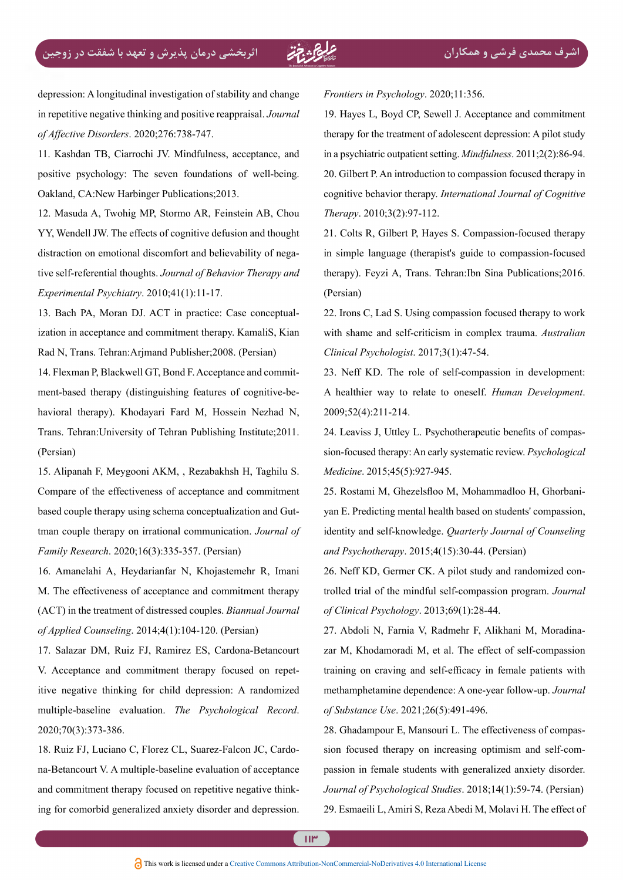depression: A longitudinal investigation of stability and change in repetitive negative thinking and positive reappraisal. *Journal of Affective Disorders*. 2020;276:738-747.

11. Kashdan TB, Ciarrochi JV. Mindfulness, acceptance, and positive psychology: The seven foundations of well-being. Oakland, CA:New Harbinger Publications;2013.

12. Masuda A, Twohig MP, Stormo AR, Feinstein AB, Chou YY, Wendell JW. The effects of cognitive defusion and thought distraction on emotional discomfort and believability of negative self-referential thoughts. *Journal of Behavior Therapy and Experimental Psychiatry*. 2010;41(1):11-17.

13. Bach PA, Moran DJ. ACT in practice: Case conceptualization in acceptance and commitment therapy. KamaliS, Kian Rad N, Trans. Tehran:Arjmand Publisher;2008. (Persian)

14. Flexman P, Blackwell GT, Bond F. Acceptance and commitment-based therapy (distinguishing features of cognitive-behavioral therapy). Khodayari Fard M, Hossein Nezhad N, Trans. Tehran:University of Tehran Publishing Institute;2011. (Persian)

15. Alipanah F, Meygooni AKM, , Rezabakhsh H, Taghilu S. Compare of the effectiveness of acceptance and commitment based couple therapy using schema conceptualization and Guttman couple therapy on irrational communication. *Journal of Family Research*. 2020;16(3):335-357. (Persian)

16. Amanelahi A, Heydarianfar N, Khojastemehr R, Imani M. The effectiveness of acceptance and commitment therapy (ACT) in the treatment of distressed couples. *Biannual Journal of Applied Counseling*. 2014;4(1):104-120. (Persian)

17. Salazar DM, Ruiz FJ, Ramirez ES, Cardona-Betancourt V. Acceptance and commitment therapy focused on repetitive negative thinking for child depression: A randomized multiple-baseline evaluation. *The Psychological Record*. 2020;70(3):373-386.

18. Ruiz FJ, Luciano C, Florez CL, Suarez-Falcon JC, Cardona-Betancourt V. A multiple-baseline evaluation of acceptance and commitment therapy focused on repetitive negative thinking for comorbid generalized anxiety disorder and depression. *Frontiers in Psychology*. 2020;11:356.

19. Hayes L, Boyd CP, Sewell J. Acceptance and commitment therapy for the treatment of adolescent depression: A pilot study in a psychiatric outpatient setting. *Mindfulness*. 2011;2(2):86-94.

20. Gilbert P. An introduction to compassion focused therapy in cognitive behavior therapy. *International Journal of Cognitive Therapy*. 2010;3(2):97-112.

21. Colts R, Gilbert P, Hayes S. Compassion-focused therapy in simple language (therapist's guide to compassion-focused therapy). Feyzi A, Trans. Tehran:Ibn Sina Publications;2016. (Persian)

22. Irons C, Lad S. Using compassion focused therapy to work with shame and self-criticism in complex trauma. *Australian Clinical Psychologist*. 2017;3(1):47-54.

23. Neff KD. The role of self-compassion in development: A healthier way to relate to oneself. *Human Development*. 2009;52(4):211-214.

24. Leaviss J, Uttley L. Psychotherapeutic benefits of compassion-focused therapy: An early systematic review. *Psychological Medicine*. 2015;45(5):927-945.

25. Rostami M, Ghezelsfloo M, Mohammadloo H, Ghorbaniyan E. Predicting mental health based on students' compassion, identity and self-knowledge. *Quarterly Journal of Counseling and Psychotherapy*. 2015;4(15):30-44. (Persian)

26. Neff KD, Germer CK. A pilot study and randomized controlled trial of the mindful self-compassion program. *Journal of Clinical Psychology*. 2013;69(1):28-44.

27. Abdoli N, Farnia V, Radmehr F, Alikhani M, Moradinazar M, Khodamoradi M, et al. The effect of self-compassion training on craving and self-efficacy in female patients with methamphetamine dependence: A one-year follow-up. *Journal of Substance Use*. 2021;26(5):491-496.

28. Ghadampour E, Mansouri L. The effectiveness of compassion focused therapy on increasing optimism and self-compassion in female students with generalized anxiety disorder. *Journal of Psychological Studies*. 2018;14(1):59-74. (Persian)

29. Esmaeili L, Amiri S, Reza Abedi M, Molavi H. The effect of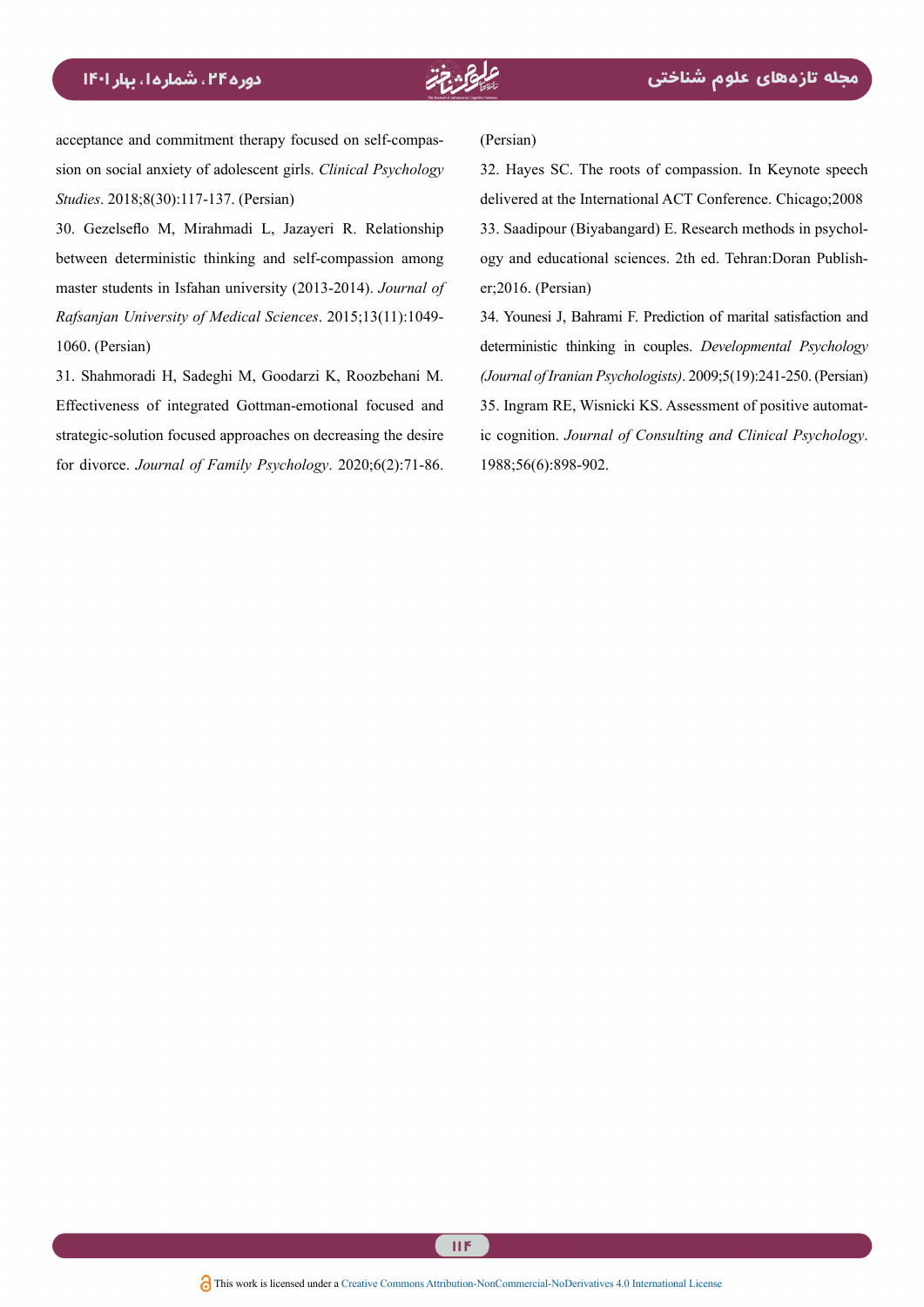acceptance and commitment therapy focused on self-compassion on social anxiety of adolescent girls. *Clinical Psychology Studies*. 2018;8(30):117-137. (Persian)

30. Gezelseflo M, Mirahmadi L, Jazayeri R. Relationship between deterministic thinking and self-compassion among master students in Isfahan university (2013-2014). *Journal of Rafsanjan University of Medical Sciences*. 2015;13(11):1049-1060. (Persian)

31. Shahmoradi H, Sadeghi M, Goodarzi K, Roozbehani M. Effectiveness of integrated Gottman-emotional focused and strategic-solution focused approaches on decreasing the desire for divorce. *Journal of Family Psychology*. 2020;6(2):71-86. (Persian)

32. Hayes SC. The roots of compassion. In Keynote speech delivered at the International ACT Conference. Chicago;2008

33. Saadipour (Biyabangard) E. Research methods in psychology and educational sciences. 2th ed. Tehran:Doran Publisher;2016. (Persian)

34. Younesi J, Bahrami F. Prediction of marital satisfaction and deterministic thinking in couples. *Developmental Psychology (Journal of Iranian Psychologists)*. 2009;5(19):241-250. (Persian)

35. Ingram RE, Wisnicki KS. Assessment of positive automatic cognition. *Journal of Consulting and Clinical Psychology*. 1988;56(6):898-902.

This work is licensed under a Creative Commons Attribution-NonCommercial-NoDerivatives 4.0 International License